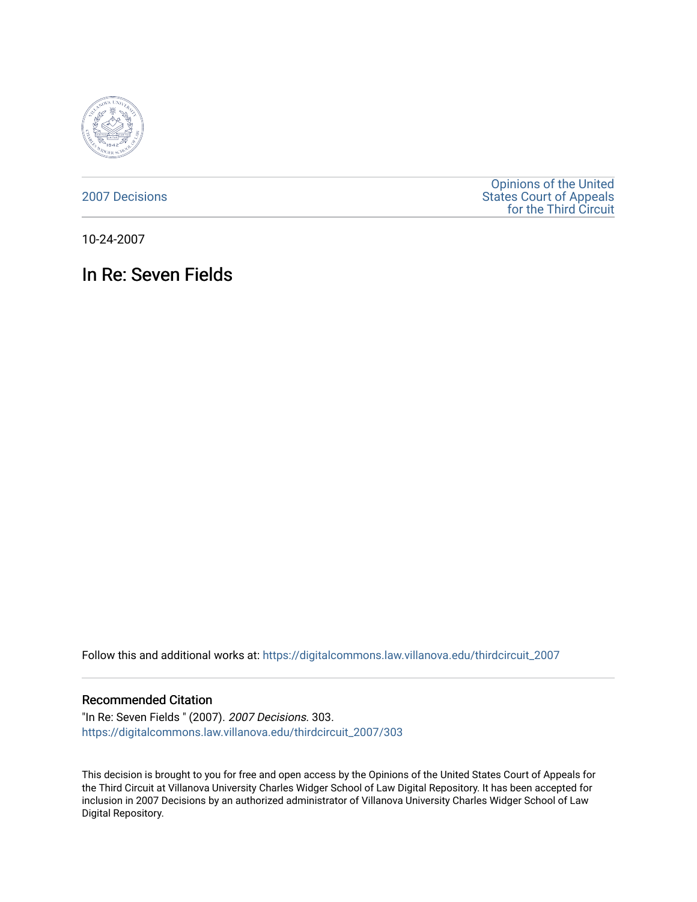2007 Decisions

Opinions of the United States Court of Appeals for the Third Circuit

10-24-2007

# In Re: Seven Fields

Follow this and additional works at: https://digitalcommons.law.villanova.edu/thirdcircuit_2007

## Recommended Citation

"In Re: Seven Fields " (2007). *2007 Decisions*. 303.
https://digitalcommons.law.villanova.edu/thirdcircuit_2007/303

This decision is brought to you for free and open access by the Opinions of the United States Court of Appeals for the Third Circuit at Villanova University Charles Widger School of Law Digital Repository. It has been accepted for inclusion in 2007 Decisions by an authorized administrator of Villanova University Charles Widger School of Law Digital Repository.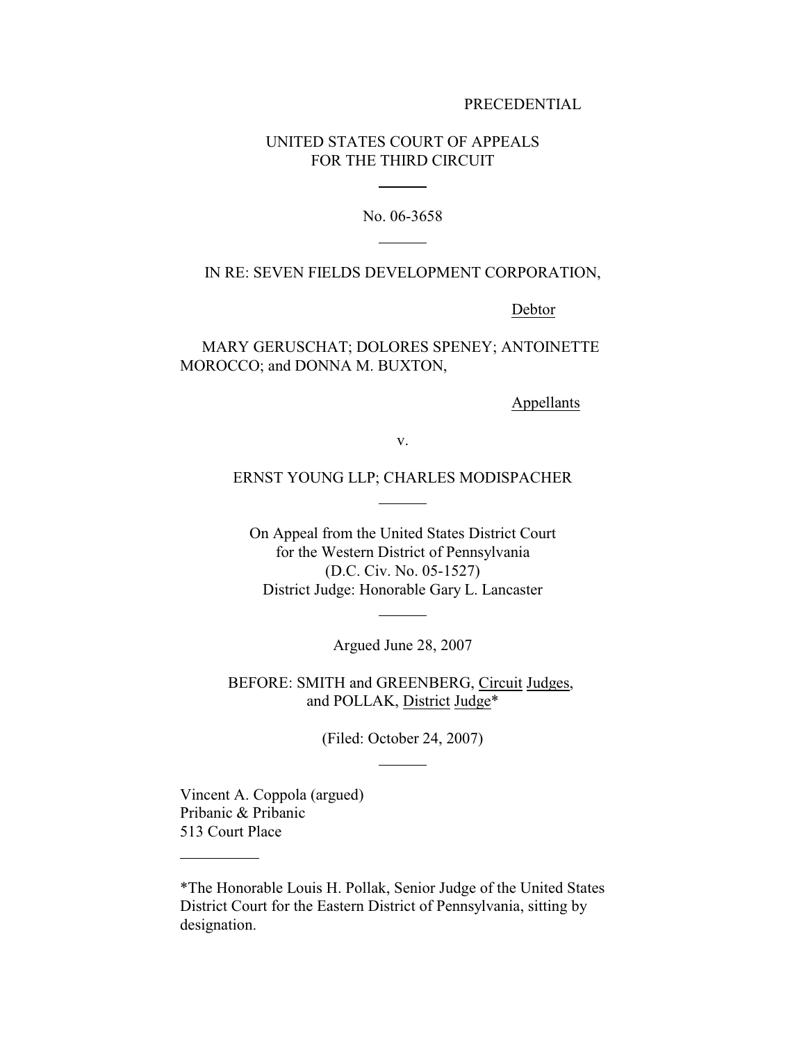PRECEDENTIAL

UNITED STATES COURT OF APPEALS
FOR THE THIRD CIRCUIT

---

No. 06-3658

---

IN RE: SEVEN FIELDS DEVELOPMENT CORPORATION,

Debtor

MARY GERUSCHAT; DOLORES SPENEY; ANTOINETTE MOROCCO; and DONNA M. BUXTON,

Appellants

v.

ERNST YOUNG LLP; CHARLES MODISPACHER

---

On Appeal from the United States District Court
for the Western District of Pennsylvania
(D.C. Civ. No. 05-1527)
District Judge: Honorable Gary L. Lancaster

---

Argued June 28, 2007

BEFORE: SMITH and GREENBERG, Circuit Judges,
and POLLAK, District Judge*

(Filed: October 24, 2007)

---

Vincent A. Coppola (argued)
Pribanic & Pribanic
513 Court Place

---

*The Honorable Louis H. Pollak, Senior Judge of the United States District Court for the Eastern District of Pennsylvania, sitting by designation.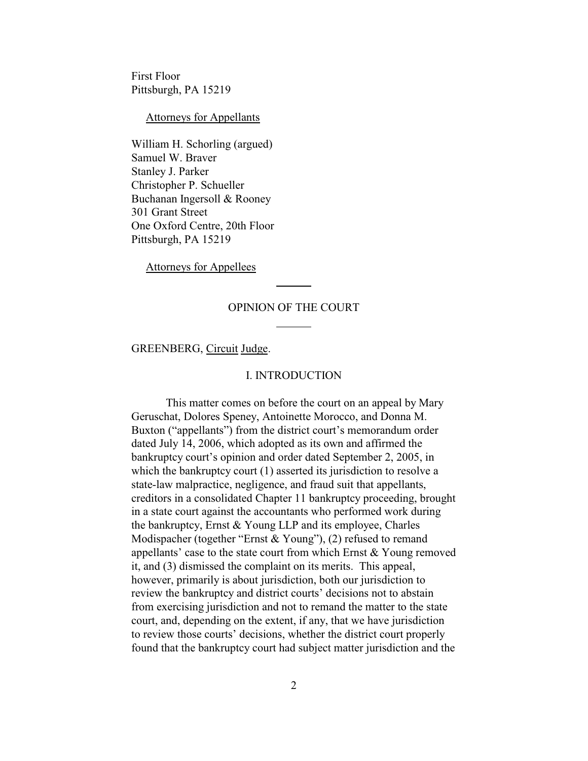First Floor
Pittsburgh, PA 15219

Attorneys for Appellants

William H. Schorling (argued)
Samuel W. Braver
Stanley J. Parker
Christopher P. Schueller
Buchanan Ingersoll & Rooney
301 Grant Street
One Oxford Centre, 20th Floor
Pittsburgh, PA 15219

Attorneys for Appellees

OPINION OF THE COURT

GREENBERG, Circuit Judge.

## I. INTRODUCTION

This matter comes on before the court on an appeal by Mary Geruschat, Dolores Speney, Antoinette Morocco, and Donna M. Buxton ("appellants") from the district court's memorandum order dated July 14, 2006, which adopted as its own and affirmed the bankruptcy court's opinion and order dated September 2, 2005, in which the bankruptcy court (1) asserted its jurisdiction to resolve a state-law malpractice, negligence, and fraud suit that appellants, creditors in a consolidated Chapter 11 bankruptcy proceeding, brought in a state court against the accountants who performed work during the bankruptcy, Ernst & Young LLP and its employee, Charles Modispacher (together "Ernst & Young"), (2) refused to remand appellants' case to the state court from which Ernst & Young removed it, and (3) dismissed the complaint on its merits. This appeal, however, primarily is about jurisdiction, both our jurisdiction to review the bankruptcy and district courts' decisions not to abstain from exercising jurisdiction and not to remand the matter to the state court, and, depending on the extent, if any, that we have jurisdiction to review those courts' decisions, whether the district court properly found that the bankruptcy court had subject matter jurisdiction and the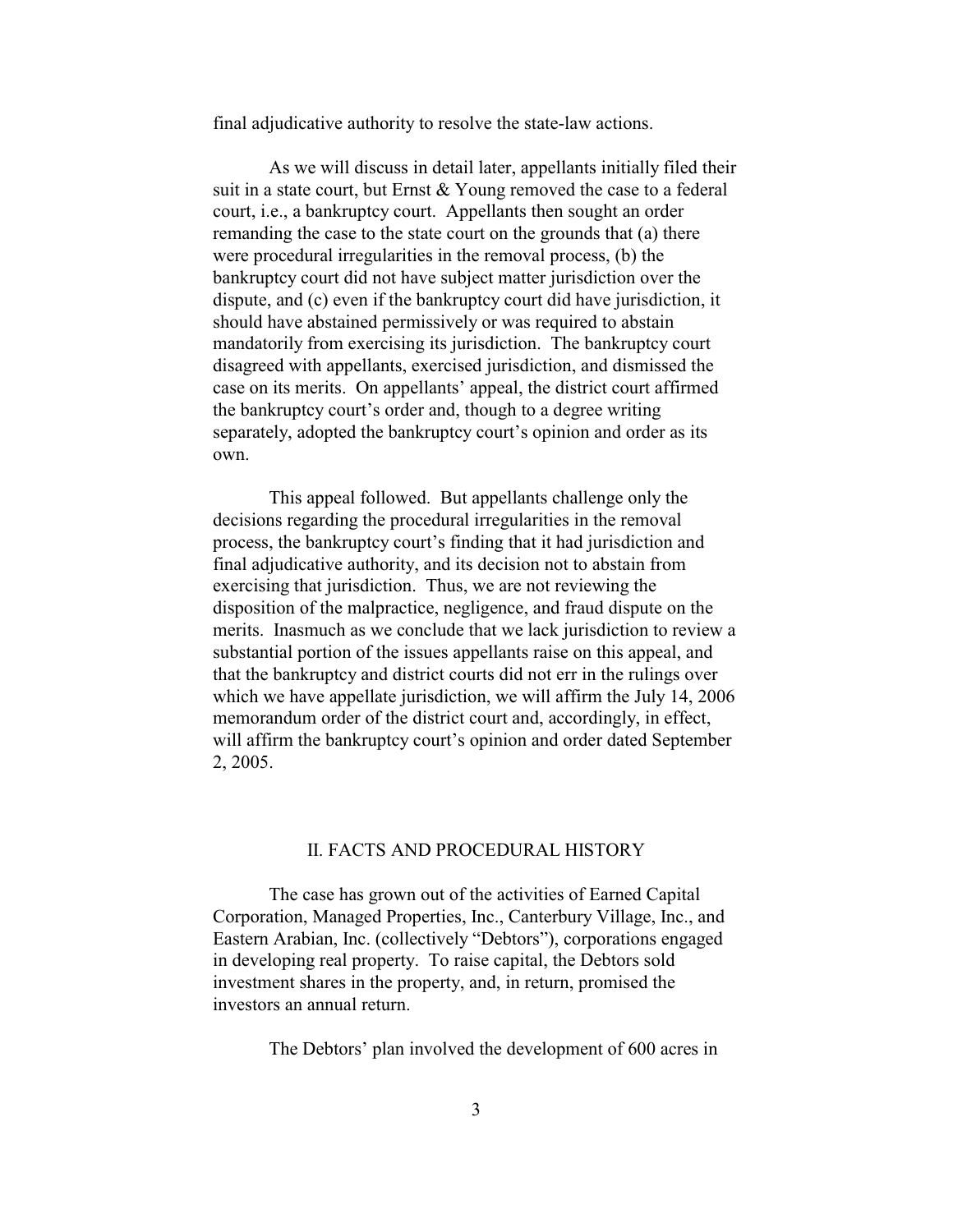final adjudicative authority to resolve the state-law actions.

As we will discuss in detail later, appellants initially filed their suit in a state court, but Ernst & Young removed the case to a federal court, i.e., a bankruptcy court. Appellants then sought an order remanding the case to the state court on the grounds that (a) there were procedural irregularities in the removal process, (b) the bankruptcy court did not have subject matter jurisdiction over the dispute, and (c) even if the bankruptcy court did have jurisdiction, it should have abstained permissively or was required to abstain mandatorily from exercising its jurisdiction. The bankruptcy court disagreed with appellants, exercised jurisdiction, and dismissed the case on its merits. On appellants' appeal, the district court affirmed the bankruptcy court's order and, though to a degree writing separately, adopted the bankruptcy court's opinion and order as its own.

This appeal followed. But appellants challenge only the decisions regarding the procedural irregularities in the removal process, the bankruptcy court's finding that it had jurisdiction and final adjudicative authority, and its decision not to abstain from exercising that jurisdiction. Thus, we are not reviewing the disposition of the malpractice, negligence, and fraud dispute on the merits. Inasmuch as we conclude that we lack jurisdiction to review a substantial portion of the issues appellants raise on this appeal, and that the bankruptcy and district courts did not err in the rulings over which we have appellate jurisdiction, we will affirm the July 14, 2006 memorandum order of the district court and, accordingly, in effect, will affirm the bankruptcy court's opinion and order dated September 2, 2005.

## II. FACTS AND PROCEDURAL HISTORY

The case has grown out of the activities of Earned Capital Corporation, Managed Properties, Inc., Canterbury Village, Inc., and Eastern Arabian, Inc. (collectively "Debtors"), corporations engaged in developing real property. To raise capital, the Debtors sold investment shares in the property, and, in return, promised the investors an annual return.

The Debtors' plan involved the development of 600 acres in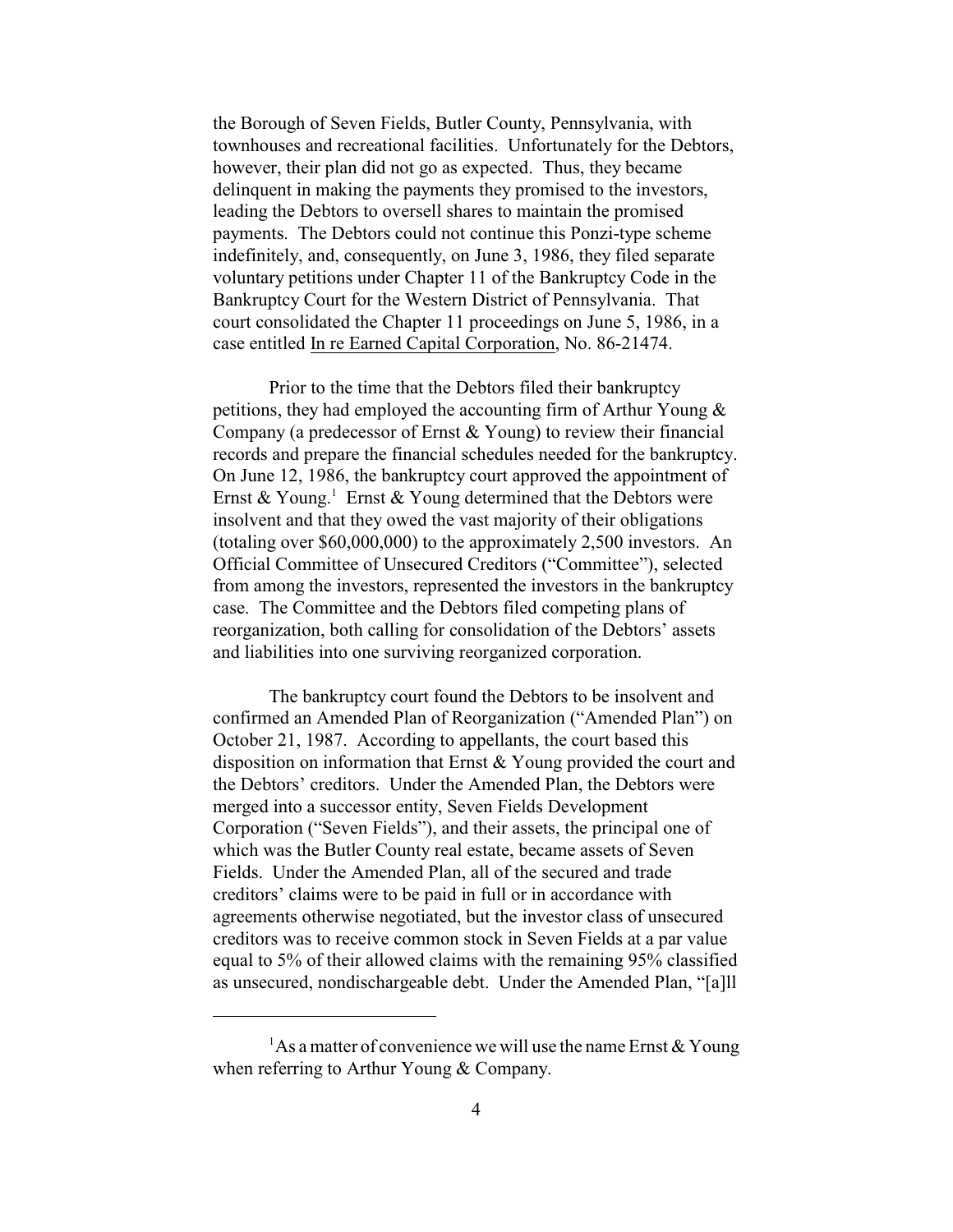the Borough of Seven Fields, Butler County, Pennsylvania, with townhouses and recreational facilities. Unfortunately for the Debtors, however, their plan did not go as expected. Thus, they became delinquent in making the payments they promised to the investors, leading the Debtors to oversell shares to maintain the promised payments. The Debtors could not continue this Ponzi-type scheme indefinitely, and, consequently, on June 3, 1986, they filed separate voluntary petitions under Chapter 11 of the Bankruptcy Code in the Bankruptcy Court for the Western District of Pennsylvania. That court consolidated the Chapter 11 proceedings on June 5, 1986, in a case entitled In re Earned Capital Corporation, No. 86-21474.

Prior to the time that the Debtors filed their bankruptcy petitions, they had employed the accounting firm of Arthur Young & Company (a predecessor of Ernst & Young) to review their financial records and prepare the financial schedules needed for the bankruptcy. On June 12, 1986, the bankruptcy court approved the appointment of Ernst & Young.[1] Ernst & Young determined that the Debtors were insolvent and that they owed the vast majority of their obligations (totaling over $60,000,000) to the approximately 2,500 investors. An Official Committee of Unsecured Creditors ("Committee"), selected from among the investors, represented the investors in the bankruptcy case. The Committee and the Debtors filed competing plans of reorganization, both calling for consolidation of the Debtors' assets and liabilities into one surviving reorganized corporation.

The bankruptcy court found the Debtors to be insolvent and confirmed an Amended Plan of Reorganization ("Amended Plan") on October 21, 1987. According to appellants, the court based this disposition on information that Ernst & Young provided the court and the Debtors' creditors. Under the Amended Plan, the Debtors were merged into a successor entity, Seven Fields Development Corporation ("Seven Fields"), and their assets, the principal one of which was the Butler County real estate, became assets of Seven Fields. Under the Amended Plan, all of the secured and trade creditors' claims were to be paid in full or in accordance with agreements otherwise negotiated, but the investor class of unsecured creditors was to receive common stock in Seven Fields at a par value equal to 5% of their allowed claims with the remaining 95% classified as unsecured, nondischargeable debt. Under the Amended Plan, "[a]ll

---

[1] As a matter of convenience we will use the name Ernst & Young when referring to Arthur Young & Company.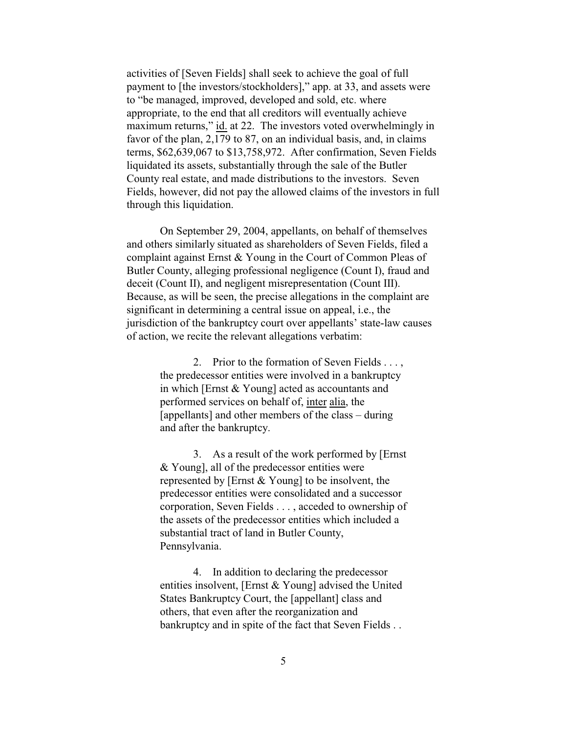activities of [Seven Fields] shall seek to achieve the goal of full payment to [the investors/stockholders]," app. at 33, and assets were to "be managed, improved, developed and sold, etc. where appropriate, to the end that all creditors will eventually achieve maximum returns," id. at 22. The investors voted overwhelmingly in favor of the plan, 2,179 to 87, on an individual basis, and, in claims terms, $62,639,067 to $13,758,972. After confirmation, Seven Fields liquidated its assets, substantially through the sale of the Butler County real estate, and made distributions to the investors. Seven Fields, however, did not pay the allowed claims of the investors in full through this liquidation.

On September 29, 2004, appellants, on behalf of themselves and others similarly situated as shareholders of Seven Fields, filed a complaint against Ernst & Young in the Court of Common Pleas of Butler County, alleging professional negligence (Count I), fraud and deceit (Count II), and negligent misrepresentation (Count III). Because, as will be seen, the precise allegations in the complaint are significant in determining a central issue on appeal, i.e., the jurisdiction of the bankruptcy court over appellants' state-law causes of action, we recite the relevant allegations verbatim:

> 2. Prior to the formation of Seven Fields . . . , the predecessor entities were involved in a bankruptcy in which [Ernst & Young] acted as accountants and performed services on behalf of, inter alia, the [appellants] and other members of the class – during and after the bankruptcy.
>
> 3. As a result of the work performed by [Ernst & Young], all of the predecessor entities were represented by [Ernst & Young] to be insolvent, the predecessor entities were consolidated and a successor corporation, Seven Fields . . . , acceded to ownership of the assets of the predecessor entities which included a substantial tract of land in Butler County, Pennsylvania.
>
> 4. In addition to declaring the predecessor entities insolvent, [Ernst & Young] advised the United States Bankruptcy Court, the [appellant] class and others, that even after the reorganization and bankruptcy and in spite of the fact that Seven Fields . .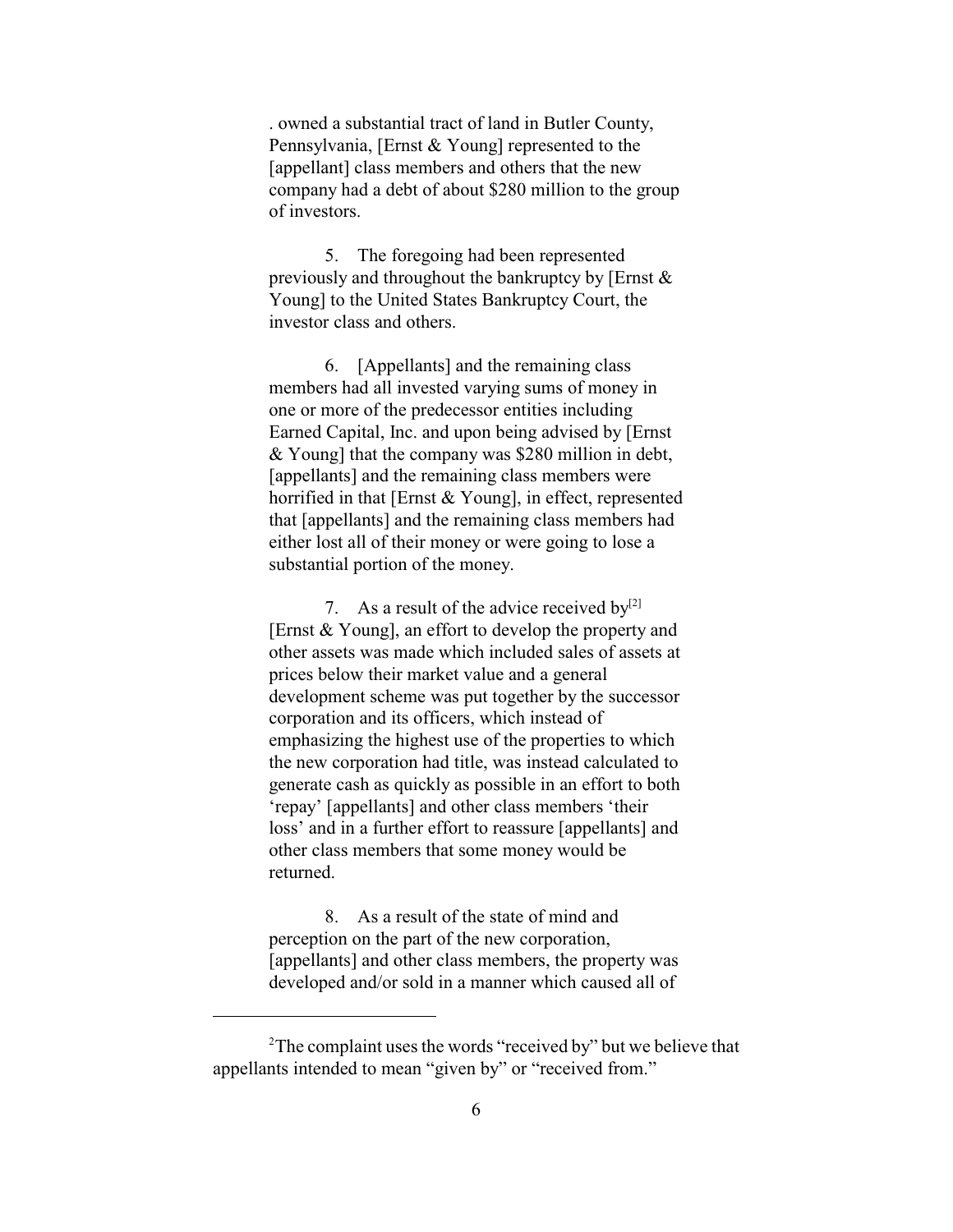. owned a substantial tract of land in Butler County, Pennsylvania, [Ernst & Young] represented to the [appellant] class members and others that the new company had a debt of about $280 million to the group of investors.

5. The foregoing had been represented previously and throughout the bankruptcy by [Ernst & Young] to the United States Bankruptcy Court, the investor class and others.

6. [Appellants] and the remaining class members had all invested varying sums of money in one or more of the predecessor entities including Earned Capital, Inc. and upon being advised by [Ernst & Young] that the company was $280 million in debt, [appellants] and the remaining class members were horrified in that [Ernst & Young], in effect, represented that [appellants] and the remaining class members had either lost all of their money or were going to lose a substantial portion of the money.

7. As a result of the advice received by[2] [Ernst & Young], an effort to develop the property and other assets was made which included sales of assets at prices below their market value and a general development scheme was put together by the successor corporation and its officers, which instead of emphasizing the highest use of the properties to which the new corporation had title, was instead calculated to generate cash as quickly as possible in an effort to both 'repay' [appellants] and other class members 'their loss' and in a further effort to reassure [appellants] and other class members that some money would be returned.

8. As a result of the state of mind and perception on the part of the new corporation, [appellants] and other class members, the property was developed and/or sold in a manner which caused all of

[2] The complaint uses the words "received by" but we believe that appellants intended to mean "given by" or "received from."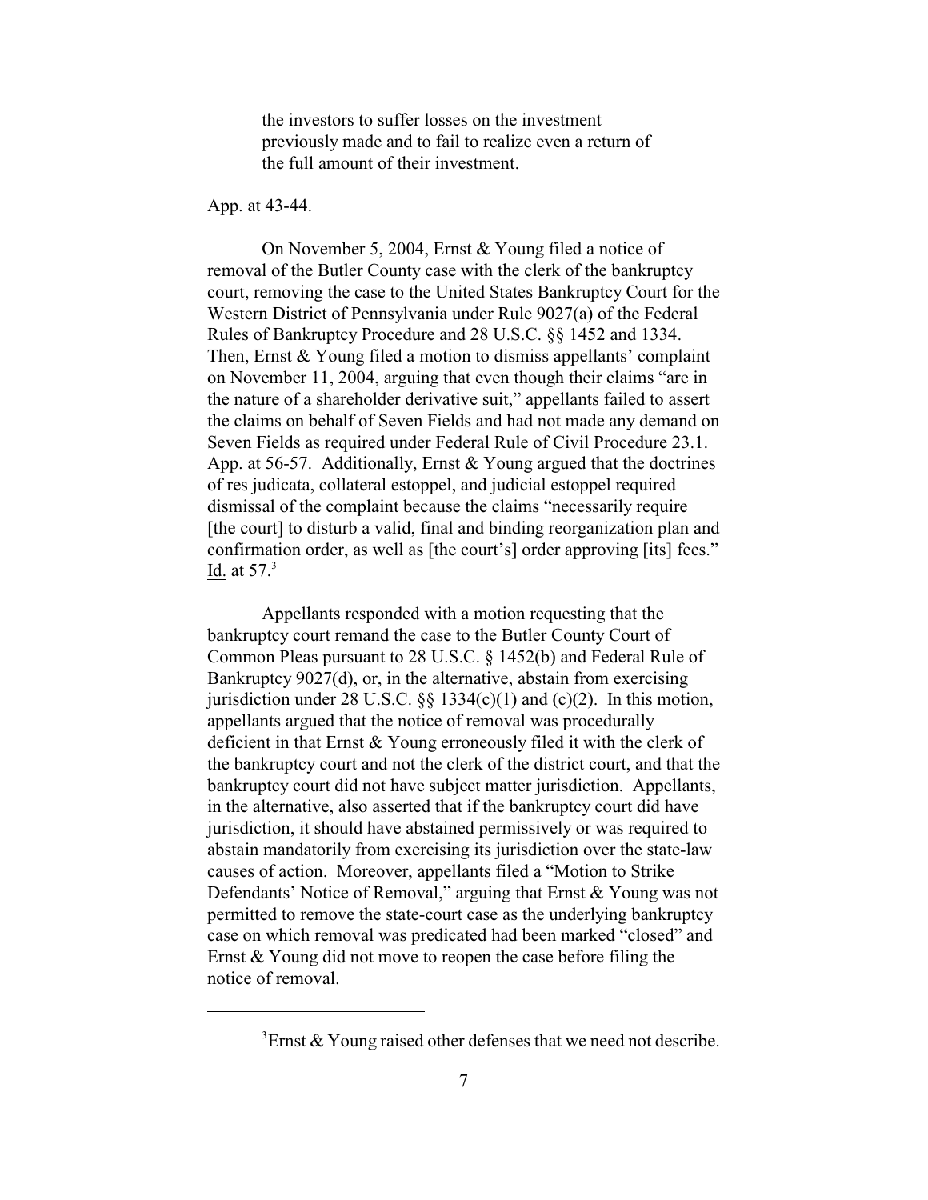the investors to suffer losses on the investment previously made and to fail to realize even a return of the full amount of their investment.

App. at 43-44.

On November 5, 2004, Ernst & Young filed a notice of removal of the Butler County case with the clerk of the bankruptcy court, removing the case to the United States Bankruptcy Court for the Western District of Pennsylvania under Rule 9027(a) of the Federal Rules of Bankruptcy Procedure and 28 U.S.C. §§ 1452 and 1334. Then, Ernst & Young filed a motion to dismiss appellants' complaint on November 11, 2004, arguing that even though their claims "are in the nature of a shareholder derivative suit," appellants failed to assert the claims on behalf of Seven Fields and had not made any demand on Seven Fields as required under Federal Rule of Civil Procedure 23.1. App. at 56-57. Additionally, Ernst & Young argued that the doctrines of res judicata, collateral estoppel, and judicial estoppel required dismissal of the complaint because the claims "necessarily require [the court] to disturb a valid, final and binding reorganization plan and confirmation order, as well as [the court's] order approving [its] fees." Id. at 57.[3]

Appellants responded with a motion requesting that the bankruptcy court remand the case to the Butler County Court of Common Pleas pursuant to 28 U.S.C. § 1452(b) and Federal Rule of Bankruptcy 9027(d), or, in the alternative, abstain from exercising jurisdiction under 28 U.S.C. §§ 1334(c)(1) and (c)(2). In this motion, appellants argued that the notice of removal was procedurally deficient in that Ernst & Young erroneously filed it with the clerk of the bankruptcy court and not the clerk of the district court, and that the bankruptcy court did not have subject matter jurisdiction. Appellants, in the alternative, also asserted that if the bankruptcy court did have jurisdiction, it should have abstained permissively or was required to abstain mandatorily from exercising its jurisdiction over the state-law causes of action. Moreover, appellants filed a "Motion to Strike Defendants' Notice of Removal," arguing that Ernst & Young was not permitted to remove the state-court case as the underlying bankruptcy case on which removal was predicated had been marked "closed" and Ernst & Young did not move to reopen the case before filing the notice of removal.

---

[3] Ernst & Young raised other defenses that we need not describe.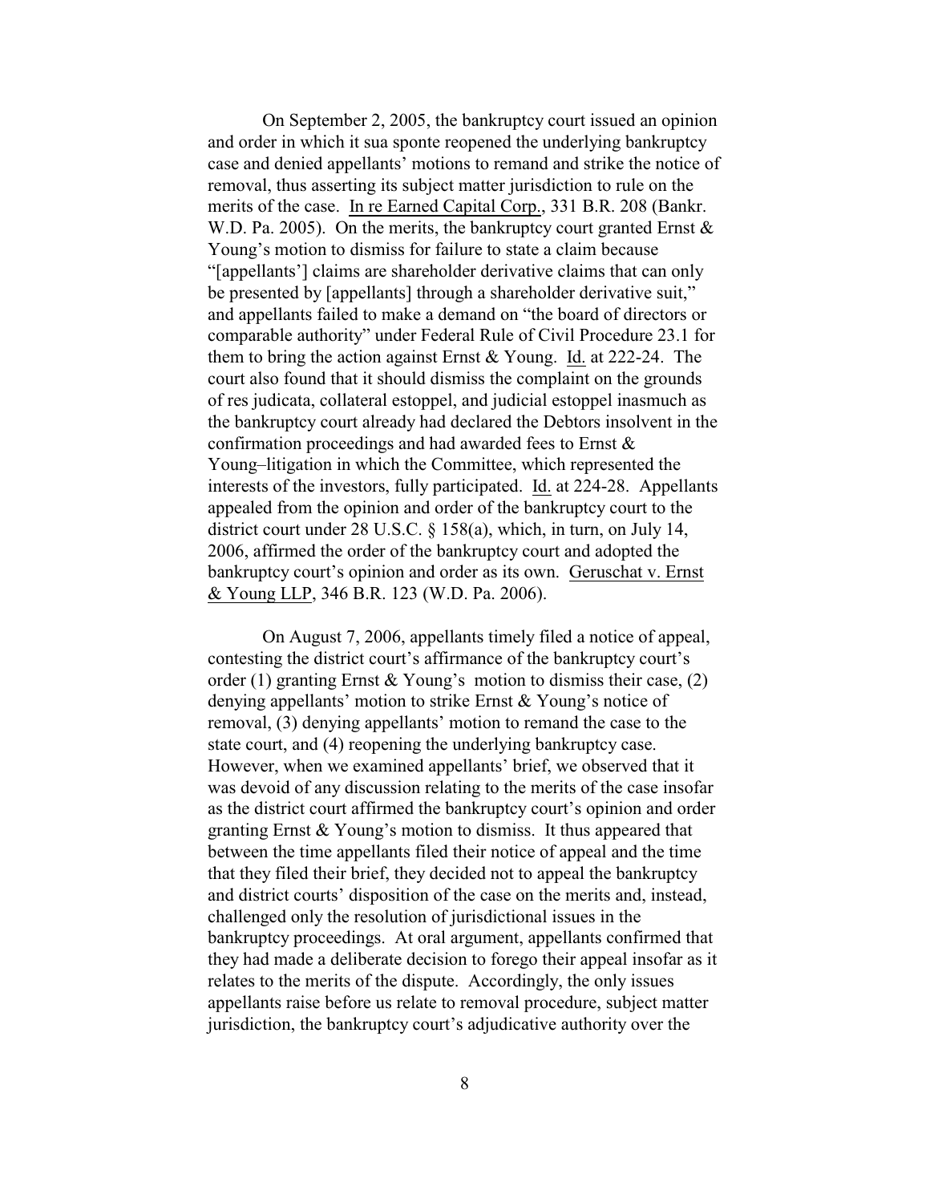On September 2, 2005, the bankruptcy court issued an opinion and order in which it sua sponte reopened the underlying bankruptcy case and denied appellants' motions to remand and strike the notice of removal, thus asserting its subject matter jurisdiction to rule on the merits of the case. In re Earned Capital Corp., 331 B.R. 208 (Bankr. W.D. Pa. 2005). On the merits, the bankruptcy court granted Ernst & Young's motion to dismiss for failure to state a claim because "[appellants'] claims are shareholder derivative claims that can only be presented by [appellants] through a shareholder derivative suit," and appellants failed to make a demand on "the board of directors or comparable authority" under Federal Rule of Civil Procedure 23.1 for them to bring the action against Ernst & Young. Id. at 222-24. The court also found that it should dismiss the complaint on the grounds of res judicata, collateral estoppel, and judicial estoppel inasmuch as the bankruptcy court already had declared the Debtors insolvent in the confirmation proceedings and had awarded fees to Ernst & Young–litigation in which the Committee, which represented the interests of the investors, fully participated. Id. at 224-28. Appellants appealed from the opinion and order of the bankruptcy court to the district court under 28 U.S.C. § 158(a), which, in turn, on July 14, 2006, affirmed the order of the bankruptcy court and adopted the bankruptcy court's opinion and order as its own. Geruschat v. Ernst & Young LLP, 346 B.R. 123 (W.D. Pa. 2006).

On August 7, 2006, appellants timely filed a notice of appeal, contesting the district court's affirmance of the bankruptcy court's order (1) granting Ernst & Young's motion to dismiss their case, (2) denying appellants' motion to strike Ernst & Young's notice of removal, (3) denying appellants' motion to remand the case to the state court, and (4) reopening the underlying bankruptcy case. However, when we examined appellants' brief, we observed that it was devoid of any discussion relating to the merits of the case insofar as the district court affirmed the bankruptcy court's opinion and order granting Ernst & Young's motion to dismiss. It thus appeared that between the time appellants filed their notice of appeal and the time that they filed their brief, they decided not to appeal the bankruptcy and district courts' disposition of the case on the merits and, instead, challenged only the resolution of jurisdictional issues in the bankruptcy proceedings. At oral argument, appellants confirmed that they had made a deliberate decision to forego their appeal insofar as it relates to the merits of the dispute. Accordingly, the only issues appellants raise before us relate to removal procedure, subject matter jurisdiction, the bankruptcy court's adjudicative authority over the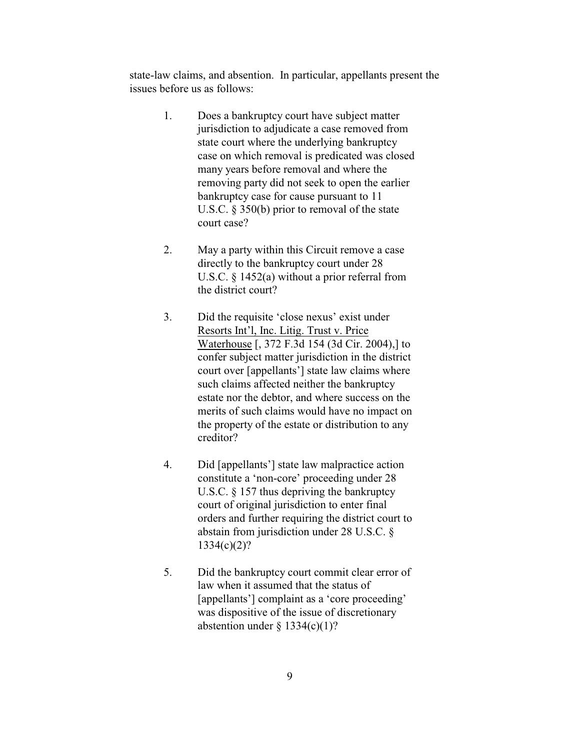state-law claims, and absention. In particular, appellants present the issues before us as follows:

1. Does a bankruptcy court have subject matter jurisdiction to adjudicate a case removed from state court where the underlying bankruptcy case on which removal is predicated was closed many years before removal and where the removing party did not seek to open the earlier bankruptcy case for cause pursuant to 11 U.S.C. § 350(b) prior to removal of the state court case?

2. May a party within this Circuit remove a case directly to the bankruptcy court under 28 U.S.C. § 1452(a) without a prior referral from the district court?

3. Did the requisite 'close nexus' exist under Resorts Int'l, Inc. Litig. Trust v. Price Waterhouse [, 372 F.3d 154 (3d Cir. 2004),] to confer subject matter jurisdiction in the district court over [appellants'] state law claims where such claims affected neither the bankruptcy estate nor the debtor, and where success on the merits of such claims would have no impact on the property of the estate or distribution to any creditor?

4. Did [appellants'] state law malpractice action constitute a 'non-core' proceeding under 28 U.S.C. § 157 thus depriving the bankruptcy court of original jurisdiction to enter final orders and further requiring the district court to abstain from jurisdiction under 28 U.S.C. § 1334(c)(2)?

5. Did the bankruptcy court commit clear error of law when it assumed that the status of [appellants'] complaint as a 'core proceeding' was dispositive of the issue of discretionary abstention under § 1334(c)(1)?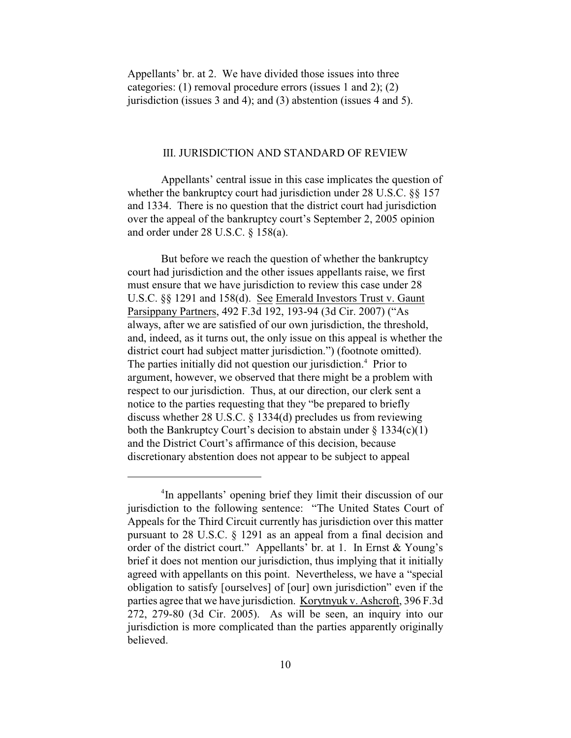Appellants' br. at 2. We have divided those issues into three categories: (1) removal procedure errors (issues 1 and 2); (2) jurisdiction (issues 3 and 4); and (3) abstention (issues 4 and 5).

## III. JURISDICTION AND STANDARD OF REVIEW

Appellants' central issue in this case implicates the question of whether the bankruptcy court had jurisdiction under 28 U.S.C. §§ 157 and 1334. There is no question that the district court had jurisdiction over the appeal of the bankruptcy court's September 2, 2005 opinion and order under 28 U.S.C. § 158(a).

But before we reach the question of whether the bankruptcy court had jurisdiction and the other issues appellants raise, we first must ensure that we have jurisdiction to review this case under 28 U.S.C. §§ 1291 and 158(d). See Emerald Investors Trust v. Gaunt Parsippany Partners, 492 F.3d 192, 193-94 (3d Cir. 2007) ("As always, after we are satisfied of our own jurisdiction, the threshold, and, indeed, as it turns out, the only issue on this appeal is whether the district court had subject matter jurisdiction.") (footnote omitted). The parties initially did not question our jurisdiction.[4] Prior to argument, however, we observed that there might be a problem with respect to our jurisdiction. Thus, at our direction, our clerk sent a notice to the parties requesting that they "be prepared to briefly discuss whether 28 U.S.C. § 1334(d) precludes us from reviewing both the Bankruptcy Court's decision to abstain under § 1334(c)(1) and the District Court's affirmance of this decision, because discretionary abstention does not appear to be subject to appeal

[4] In appellants' opening brief they limit their discussion of our jurisdiction to the following sentence: "The United States Court of Appeals for the Third Circuit currently has jurisdiction over this matter pursuant to 28 U.S.C. § 1291 as an appeal from a final decision and order of the district court." Appellants' br. at 1. In Ernst & Young's brief it does not mention our jurisdiction, thus implying that it initially agreed with appellants on this point. Nevertheless, we have a "special obligation to satisfy [ourselves] of [our] own jurisdiction" even if the parties agree that we have jurisdiction. Korytnyuk v. Ashcroft, 396 F.3d 272, 279-80 (3d Cir. 2005). As will be seen, an inquiry into our jurisdiction is more complicated than the parties apparently originally believed.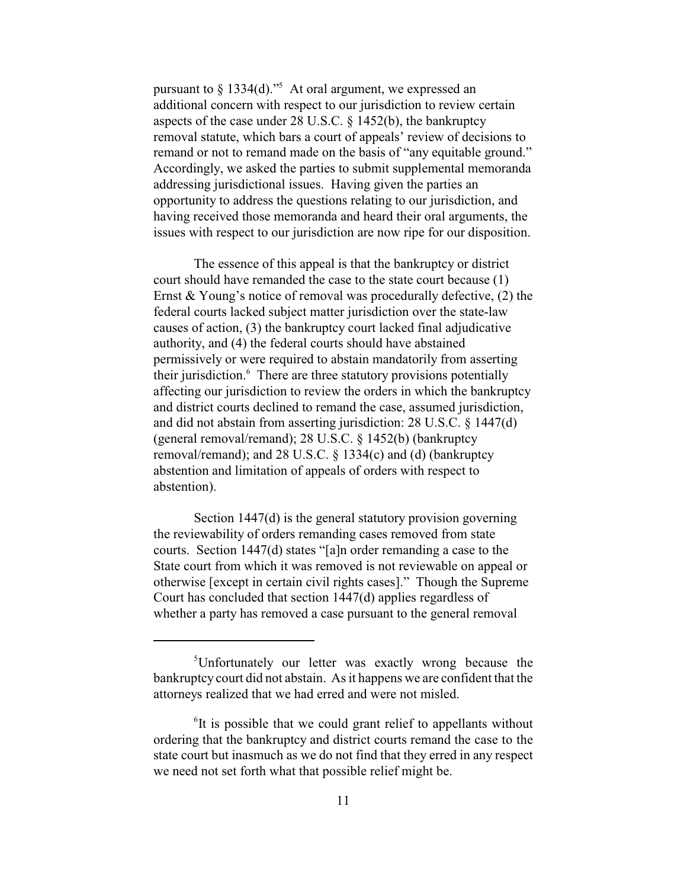pursuant to § 1334(d)."[5] At oral argument, we expressed an additional concern with respect to our jurisdiction to review certain aspects of the case under 28 U.S.C. § 1452(b), the bankruptcy removal statute, which bars a court of appeals' review of decisions to remand or not to remand made on the basis of "any equitable ground." Accordingly, we asked the parties to submit supplemental memoranda addressing jurisdictional issues. Having given the parties an opportunity to address the questions relating to our jurisdiction, and having received those memoranda and heard their oral arguments, the issues with respect to our jurisdiction are now ripe for our disposition.

The essence of this appeal is that the bankruptcy or district court should have remanded the case to the state court because (1) Ernst & Young's notice of removal was procedurally defective, (2) the federal courts lacked subject matter jurisdiction over the state-law causes of action, (3) the bankruptcy court lacked final adjudicative authority, and (4) the federal courts should have abstained permissively or were required to abstain mandatorily from asserting their jurisdiction.[6] There are three statutory provisions potentially affecting our jurisdiction to review the orders in which the bankruptcy and district courts declined to remand the case, assumed jurisdiction, and did not abstain from asserting jurisdiction: 28 U.S.C. § 1447(d) (general removal/remand); 28 U.S.C. § 1452(b) (bankruptcy removal/remand); and 28 U.S.C. § 1334(c) and (d) (bankruptcy abstention and limitation of appeals of orders with respect to abstention).

Section 1447(d) is the general statutory provision governing the reviewability of orders remanding cases removed from state courts. Section 1447(d) states "[a]n order remanding a case to the State court from which it was removed is not reviewable on appeal or otherwise [except in certain civil rights cases]." Though the Supreme Court has concluded that section 1447(d) applies regardless of whether a party has removed a case pursuant to the general removal

---

[5]Unfortunately our letter was exactly wrong because the bankruptcy court did not abstain. As it happens we are confident that the attorneys realized that we had erred and were not misled.

[6]It is possible that we could grant relief to appellants without ordering that the bankruptcy and district courts remand the case to the state court but inasmuch as we do not find that they erred in any respect we need not set forth what that possible relief might be.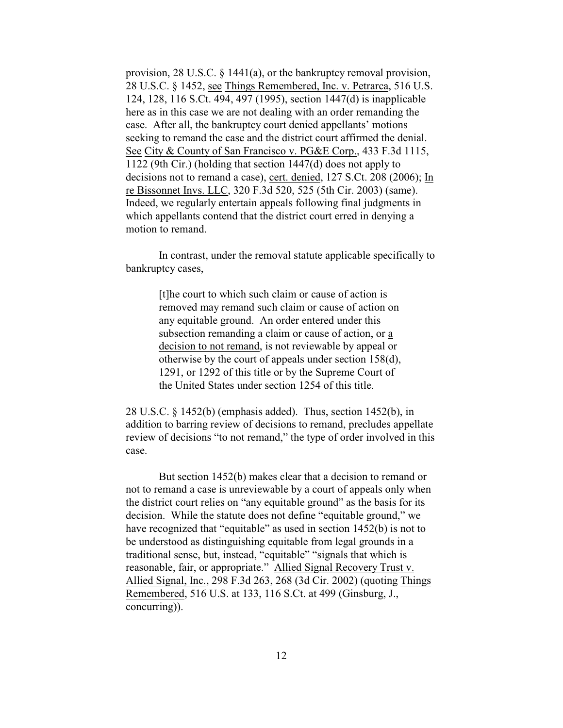provision, 28 U.S.C. § 1441(a), or the bankruptcy removal provision, 28 U.S.C. § 1452, see Things Remembered, Inc. v. Petrarca, 516 U.S. 124, 128, 116 S.Ct. 494, 497 (1995), section 1447(d) is inapplicable here as in this case we are not dealing with an order remanding the case. After all, the bankruptcy court denied appellants' motions seeking to remand the case and the district court affirmed the denial. See City & County of San Francisco v. PG&E Corp., 433 F.3d 1115, 1122 (9th Cir.) (holding that section 1447(d) does not apply to decisions not to remand a case), cert. denied, 127 S.Ct. 208 (2006); In re Bissonnet Invs. LLC, 320 F.3d 520, 525 (5th Cir. 2003) (same). Indeed, we regularly entertain appeals following final judgments in which appellants contend that the district court erred in denying a motion to remand.

In contrast, under the removal statute applicable specifically to bankruptcy cases,

> [t]he court to which such claim or cause of action is removed may remand such claim or cause of action on any equitable ground. An order entered under this subsection remanding a claim or cause of action, or a decision to not remand, is not reviewable by appeal or otherwise by the court of appeals under section 158(d), 1291, or 1292 of this title or by the Supreme Court of the United States under section 1254 of this title.

28 U.S.C. § 1452(b) (emphasis added). Thus, section 1452(b), in addition to barring review of decisions to remand, precludes appellate review of decisions "to not remand," the type of order involved in this case.

But section 1452(b) makes clear that a decision to remand or not to remand a case is unreviewable by a court of appeals only when the district court relies on "any equitable ground" as the basis for its decision. While the statute does not define "equitable ground," we have recognized that "equitable" as used in section 1452(b) is not to be understood as distinguishing equitable from legal grounds in a traditional sense, but, instead, "equitable" "signals that which is reasonable, fair, or appropriate." Allied Signal Recovery Trust v. Allied Signal, Inc., 298 F.3d 263, 268 (3d Cir. 2002) (quoting Things Remembered, 516 U.S. at 133, 116 S.Ct. at 499 (Ginsburg, J., concurring)).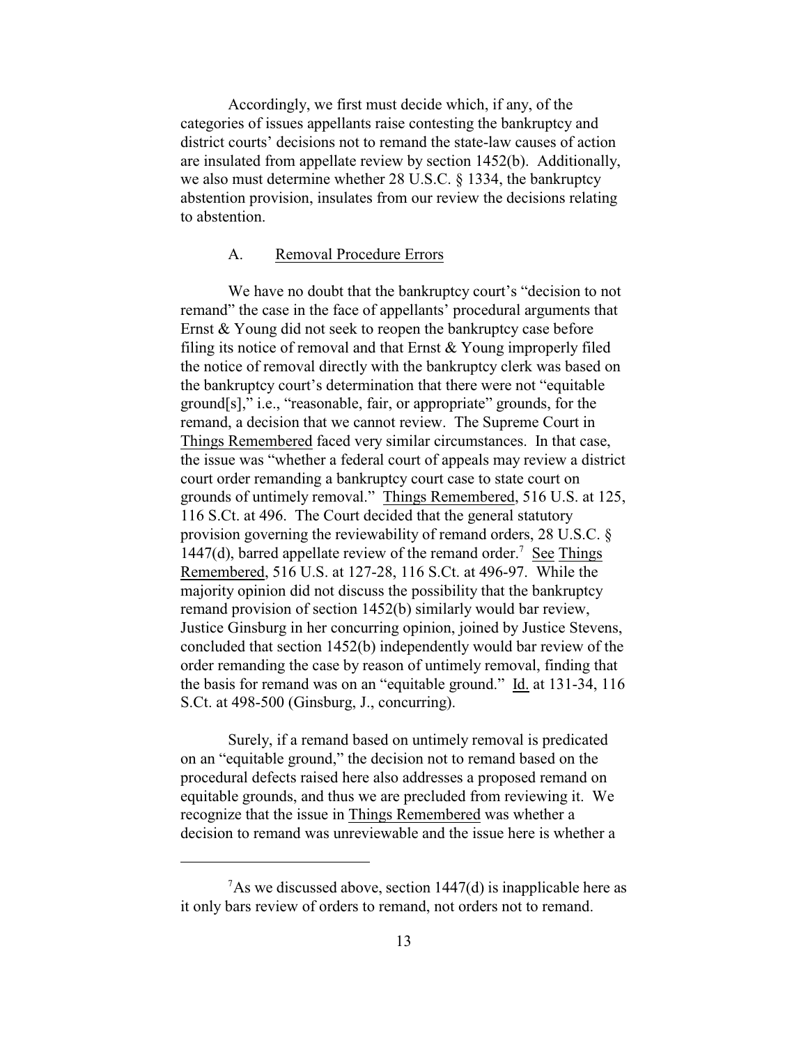Accordingly, we first must decide which, if any, of the categories of issues appellants raise contesting the bankruptcy and district courts' decisions not to remand the state-law causes of action are insulated from appellate review by section 1452(b). Additionally, we also must determine whether 28 U.S.C. § 1334, the bankruptcy abstention provision, insulates from our review the decisions relating to abstention.

A. Removal Procedure Errors

We have no doubt that the bankruptcy court's "decision to not remand" the case in the face of appellants' procedural arguments that Ernst & Young did not seek to reopen the bankruptcy case before filing its notice of removal and that Ernst & Young improperly filed the notice of removal directly with the bankruptcy clerk was based on the bankruptcy court's determination that there were not "equitable ground[s]," i.e., "reasonable, fair, or appropriate" grounds, for the remand, a decision that we cannot review. The Supreme Court in Things Remembered faced very similar circumstances. In that case, the issue was "whether a federal court of appeals may review a district court order remanding a bankruptcy court case to state court on grounds of untimely removal." Things Remembered, 516 U.S. at 125, 116 S.Ct. at 496. The Court decided that the general statutory provision governing the reviewability of remand orders, 28 U.S.C. § 1447(d), barred appellate review of the remand order.[7] See Things Remembered, 516 U.S. at 127-28, 116 S.Ct. at 496-97. While the majority opinion did not discuss the possibility that the bankruptcy remand provision of section 1452(b) similarly would bar review, Justice Ginsburg in her concurring opinion, joined by Justice Stevens, concluded that section 1452(b) independently would bar review of the order remanding the case by reason of untimely removal, finding that the basis for remand was on an "equitable ground." Id. at 131-34, 116 S.Ct. at 498-500 (Ginsburg, J., concurring).

Surely, if a remand based on untimely removal is predicated on an "equitable ground," the decision not to remand based on the procedural defects raised here also addresses a proposed remand on equitable grounds, and thus we are precluded from reviewing it. We recognize that the issue in Things Remembered was whether a decision to remand was unreviewable and the issue here is whether a

[7] As we discussed above, section 1447(d) is inapplicable here as it only bars review of orders to remand, not orders not to remand.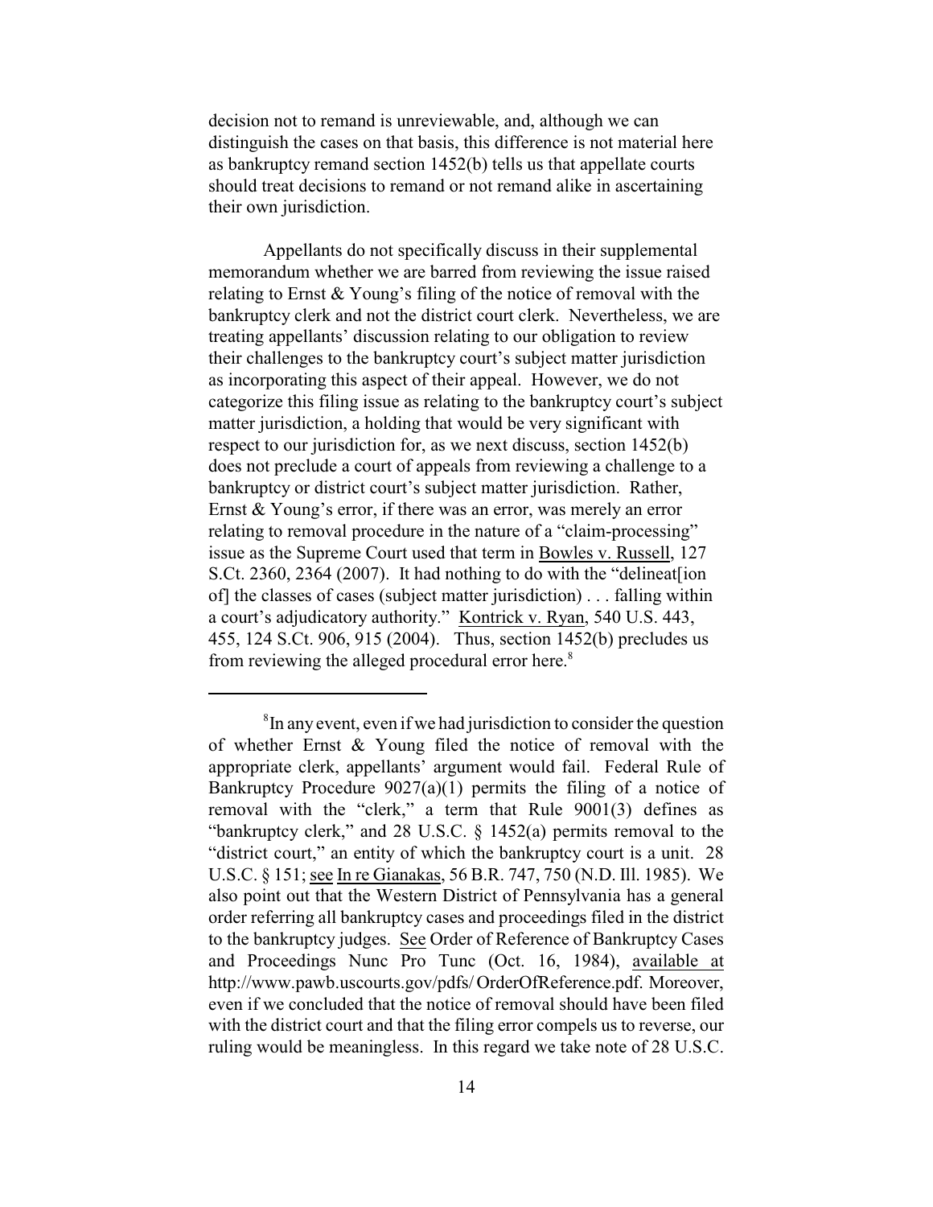decision not to remand is unreviewable, and, although we can distinguish the cases on that basis, this difference is not material here as bankruptcy remand section 1452(b) tells us that appellate courts should treat decisions to remand or not remand alike in ascertaining their own jurisdiction.

Appellants do not specifically discuss in their supplemental memorandum whether we are barred from reviewing the issue raised relating to Ernst & Young's filing of the notice of removal with the bankruptcy clerk and not the district court clerk. Nevertheless, we are treating appellants' discussion relating to our obligation to review their challenges to the bankruptcy court's subject matter jurisdiction as incorporating this aspect of their appeal. However, we do not categorize this filing issue as relating to the bankruptcy court's subject matter jurisdiction, a holding that would be very significant with respect to our jurisdiction for, as we next discuss, section 1452(b) does not preclude a court of appeals from reviewing a challenge to a bankruptcy or district court's subject matter jurisdiction. Rather, Ernst & Young's error, if there was an error, was merely an error relating to removal procedure in the nature of a "claim-processing" issue as the Supreme Court used that term in Bowles v. Russell, 127 S.Ct. 2360, 2364 (2007). It had nothing to do with the "delineat[ion of] the classes of cases (subject matter jurisdiction) . . . falling within a court's adjudicatory authority." Kontrick v. Ryan, 540 U.S. 443, 455, 124 S.Ct. 906, 915 (2004). Thus, section 1452(b) precludes us from reviewing the alleged procedural error here.[8]

---

[8]In any event, even if we had jurisdiction to consider the question of whether Ernst & Young filed the notice of removal with the appropriate clerk, appellants' argument would fail. Federal Rule of Bankruptcy Procedure 9027(a)(1) permits the filing of a notice of removal with the "clerk," a term that Rule 9001(3) defines as "bankruptcy clerk," and 28 U.S.C. § 1452(a) permits removal to the "district court," an entity of which the bankruptcy court is a unit. 28 U.S.C. § 151; see In re Gianakas, 56 B.R. 747, 750 (N.D. Ill. 1985). We also point out that the Western District of Pennsylvania has a general order referring all bankruptcy cases and proceedings filed in the district to the bankruptcy judges. See Order of Reference of Bankruptcy Cases and Proceedings Nunc Pro Tunc (Oct. 16, 1984), available at http://www.pawb.uscourts.gov/pdfs/ OrderOfReference.pdf. Moreover, even if we concluded that the notice of removal should have been filed with the district court and that the filing error compels us to reverse, our ruling would be meaningless. In this regard we take note of 28 U.S.C.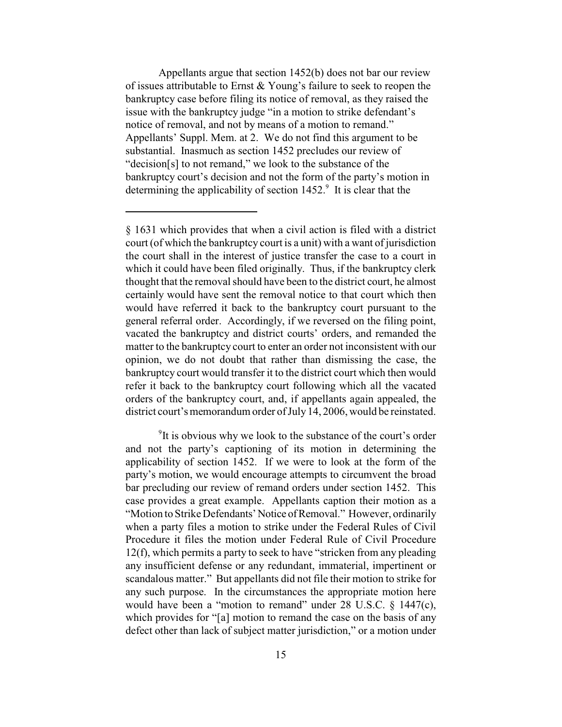Appellants argue that section 1452(b) does not bar our review of issues attributable to Ernst & Young's failure to seek to reopen the bankruptcy case before filing its notice of removal, as they raised the issue with the bankruptcy judge "in a motion to strike defendant's notice of removal, and not by means of a motion to remand." Appellants' Suppl. Mem. at 2. We do not find this argument to be substantial. Inasmuch as section 1452 precludes our review of "decision[s] to not remand," we look to the substance of the bankruptcy court's decision and not the form of the party's motion in determining the applicability of section 1452.[9] It is clear that the

---

§ 1631 which provides that when a civil action is filed with a district court (of which the bankruptcy court is a unit) with a want of jurisdiction the court shall in the interest of justice transfer the case to a court in which it could have been filed originally. Thus, if the bankruptcy clerk thought that the removal should have been to the district court, he almost certainly would have sent the removal notice to that court which then would have referred it back to the bankruptcy court pursuant to the general referral order. Accordingly, if we reversed on the filing point, vacated the bankruptcy and district courts' orders, and remanded the matter to the bankruptcy court to enter an order not inconsistent with our opinion, we do not doubt that rather than dismissing the case, the bankruptcy court would transfer it to the district court which then would refer it back to the bankruptcy court following which all the vacated orders of the bankruptcy court, and, if appellants again appealed, the district court's memorandum order of July 14, 2006, would be reinstated.

[9]It is obvious why we look to the substance of the court's order and not the party's captioning of its motion in determining the applicability of section 1452. If we were to look at the form of the party's motion, we would encourage attempts to circumvent the broad bar precluding our review of remand orders under section 1452. This case provides a great example. Appellants caption their motion as a "Motion to Strike Defendants' Notice of Removal." However, ordinarily when a party files a motion to strike under the Federal Rules of Civil Procedure it files the motion under Federal Rule of Civil Procedure 12(f), which permits a party to seek to have "stricken from any pleading any insufficient defense or any redundant, immaterial, impertinent or scandalous matter." But appellants did not file their motion to strike for any such purpose. In the circumstances the appropriate motion here would have been a "motion to remand" under 28 U.S.C. § 1447(c), which provides for "[a] motion to remand the case on the basis of any defect other than lack of subject matter jurisdiction," or a motion under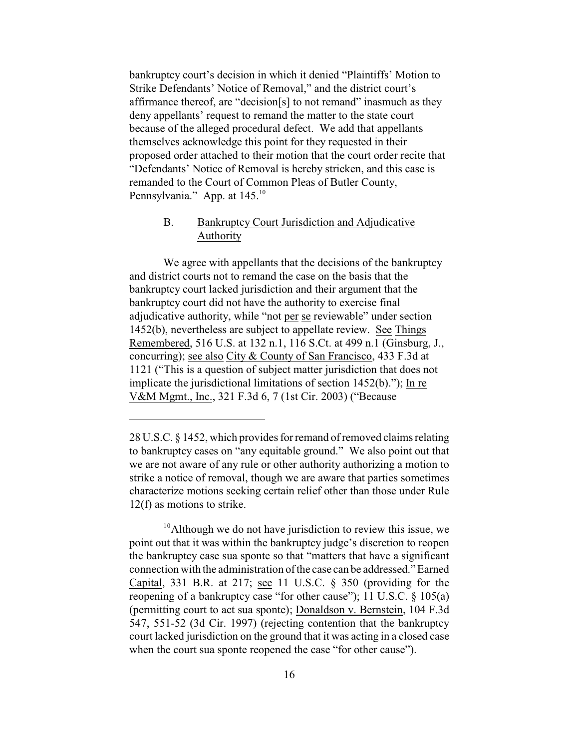bankruptcy court's decision in which it denied "Plaintiffs' Motion to Strike Defendants' Notice of Removal," and the district court's affirmance thereof, are "decision[s] to not remand" inasmuch as they deny appellants' request to remand the matter to the state court because of the alleged procedural defect. We add that appellants themselves acknowledge this point for they requested in their proposed order attached to their motion that the court order recite that "Defendants' Notice of Removal is hereby stricken, and this case is remanded to the Court of Common Pleas of Butler County, Pennsylvania." App. at 145.[10]

### B. Bankruptcy Court Jurisdiction and Adjudicative Authority

We agree with appellants that the decisions of the bankruptcy and district courts not to remand the case on the basis that the bankruptcy court lacked jurisdiction and their argument that the bankruptcy court did not have the authority to exercise final adjudicative authority, while "not per se reviewable" under section 1452(b), nevertheless are subject to appellate review. See Things Remembered, 516 U.S. at 132 n.1, 116 S.Ct. at 499 n.1 (Ginsburg, J., concurring); see also City & County of San Francisco, 433 F.3d at 1121 ("This is a question of subject matter jurisdiction that does not implicate the jurisdictional limitations of section 1452(b)."); In re V&M Mgmt., Inc., 321 F.3d 6, 7 (1st Cir. 2003) ("Because

---

28 U.S.C. § 1452, which provides for remand of removed claims relating to bankruptcy cases on "any equitable ground." We also point out that we are not aware of any rule or other authority authorizing a motion to strike a notice of removal, though we are aware that parties sometimes characterize motions seeking certain relief other than those under Rule 12(f) as motions to strike.

[10] Although we do not have jurisdiction to review this issue, we point out that it was within the bankruptcy judge's discretion to reopen the bankruptcy case sua sponte so that "matters that have a significant connection with the administration of the case can be addressed." Earned Capital, 331 B.R. at 217; see 11 U.S.C. § 350 (providing for the reopening of a bankruptcy case "for other cause"); 11 U.S.C. § 105(a) (permitting court to act sua sponte); Donaldson v. Bernstein, 104 F.3d 547, 551-52 (3d Cir. 1997) (rejecting contention that the bankruptcy court lacked jurisdiction on the ground that it was acting in a closed case when the court sua sponte reopened the case "for other cause").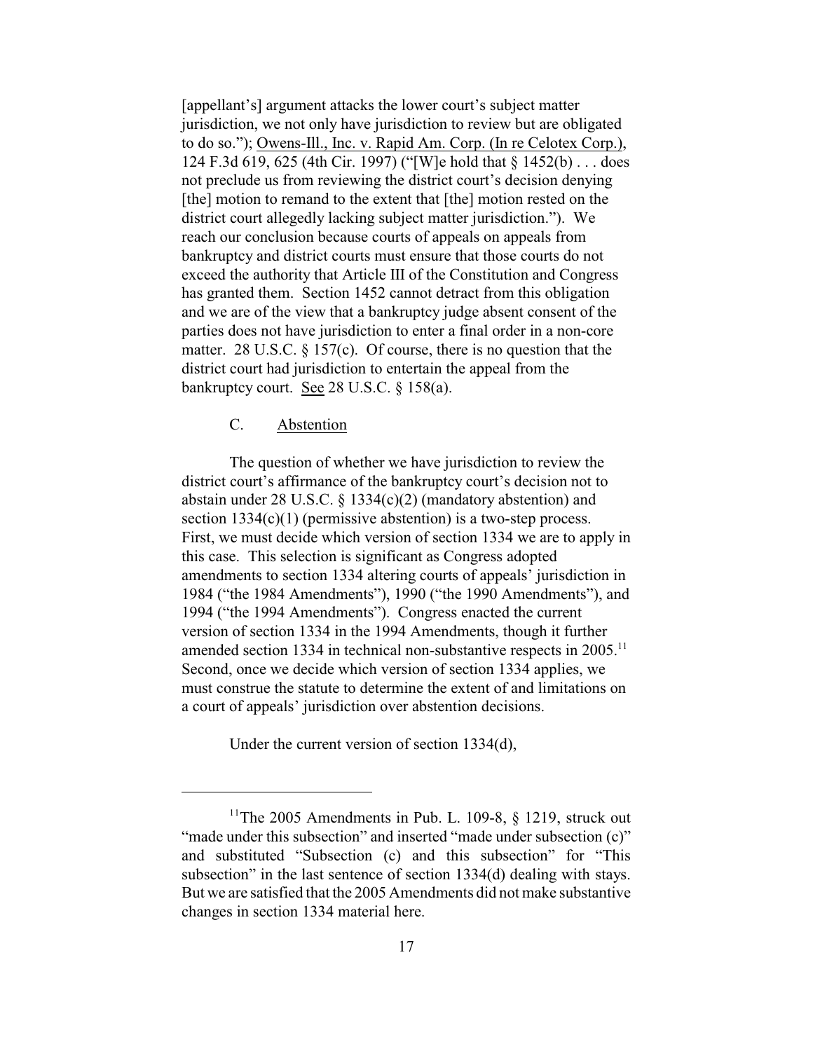[appellant's] argument attacks the lower court's subject matter jurisdiction, we not only have jurisdiction to review but are obligated to do so."); Owens-Ill., Inc. v. Rapid Am. Corp. (In re Celotex Corp.), 124 F.3d 619, 625 (4th Cir. 1997) ("[W]e hold that § 1452(b) . . . does not preclude us from reviewing the district court's decision denying [the] motion to remand to the extent that [the] motion rested on the district court allegedly lacking subject matter jurisdiction."). We reach our conclusion because courts of appeals on appeals from bankruptcy and district courts must ensure that those courts do not exceed the authority that Article III of the Constitution and Congress has granted them. Section 1452 cannot detract from this obligation and we are of the view that a bankruptcy judge absent consent of the parties does not have jurisdiction to enter a final order in a non-core matter. 28 U.S.C. § 157(c). Of course, there is no question that the district court had jurisdiction to entertain the appeal from the bankruptcy court. See 28 U.S.C. § 158(a).

### C. Abstention

The question of whether we have jurisdiction to review the district court's affirmance of the bankruptcy court's decision not to abstain under 28 U.S.C. § 1334(c)(2) (mandatory abstention) and section 1334(c)(1) (permissive abstention) is a two-step process. First, we must decide which version of section 1334 we are to apply in this case. This selection is significant as Congress adopted amendments to section 1334 altering courts of appeals' jurisdiction in 1984 ("the 1984 Amendments"), 1990 ("the 1990 Amendments"), and 1994 ("the 1994 Amendments"). Congress enacted the current version of section 1334 in the 1994 Amendments, though it further amended section 1334 in technical non-substantive respects in 2005.[11] Second, once we decide which version of section 1334 applies, we must construe the statute to determine the extent of and limitations on a court of appeals' jurisdiction over abstention decisions.

Under the current version of section 1334(d),

---

[11] The 2005 Amendments in Pub. L. 109-8, § 1219, struck out "made under this subsection" and inserted "made under subsection (c)" and substituted "Subsection (c) and this subsection" for "This subsection" in the last sentence of section 1334(d) dealing with stays. But we are satisfied that the 2005 Amendments did not make substantive changes in section 1334 material here.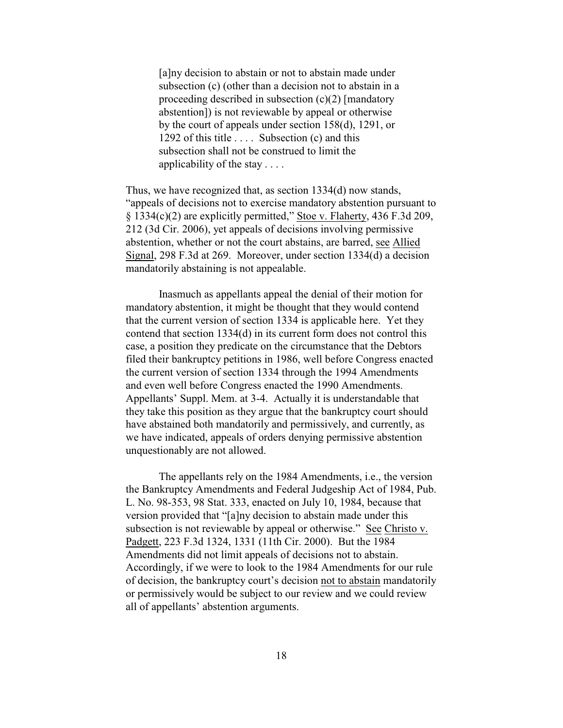> [a]ny decision to abstain or not to abstain made under subsection (c) (other than a decision not to abstain in a proceeding described in subsection (c)(2) [mandatory abstention]) is not reviewable by appeal or otherwise by the court of appeals under section 158(d), 1291, or 1292 of this title . . . . Subsection (c) and this subsection shall not be construed to limit the applicability of the stay . . . .

Thus, we have recognized that, as section 1334(d) now stands, "appeals of decisions not to exercise mandatory abstention pursuant to § 1334(c)(2) are explicitly permitted," Stoe v. Flaherty, 436 F.3d 209, 212 (3d Cir. 2006), yet appeals of decisions involving permissive abstention, whether or not the court abstains, are barred, see Allied Signal, 298 F.3d at 269. Moreover, under section 1334(d) a decision mandatorily abstaining is not appealable.

Inasmuch as appellants appeal the denial of their motion for mandatory abstention, it might be thought that they would contend that the current version of section 1334 is applicable here. Yet they contend that section 1334(d) in its current form does not control this case, a position they predicate on the circumstance that the Debtors filed their bankruptcy petitions in 1986, well before Congress enacted the current version of section 1334 through the 1994 Amendments and even well before Congress enacted the 1990 Amendments. Appellants' Suppl. Mem. at 3-4. Actually it is understandable that they take this position as they argue that the bankruptcy court should have abstained both mandatorily and permissively, and currently, as we have indicated, appeals of orders denying permissive abstention unquestionably are not allowed.

The appellants rely on the 1984 Amendments, i.e., the version the Bankruptcy Amendments and Federal Judgeship Act of 1984, Pub. L. No. 98-353, 98 Stat. 333, enacted on July 10, 1984, because that version provided that "[a]ny decision to abstain made under this subsection is not reviewable by appeal or otherwise." See Christo v. Padgett, 223 F.3d 1324, 1331 (11th Cir. 2000). But the 1984 Amendments did not limit appeals of decisions not to abstain. Accordingly, if we were to look to the 1984 Amendments for our rule of decision, the bankruptcy court's decision not to abstain mandatorily or permissively would be subject to our review and we could review all of appellants' abstention arguments.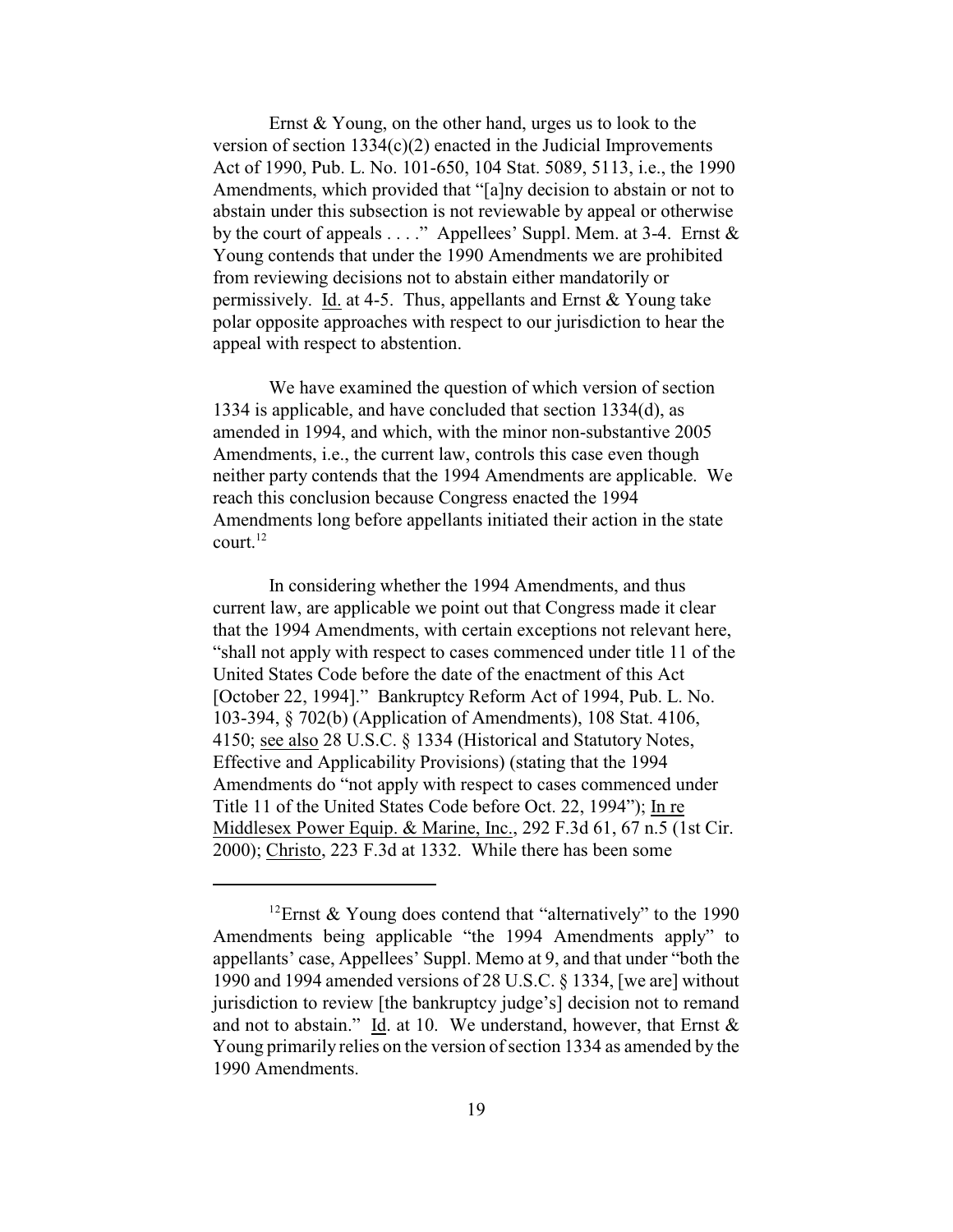Ernst & Young, on the other hand, urges us to look to the version of section 1334(c)(2) enacted in the Judicial Improvements Act of 1990, Pub. L. No. 101-650, 104 Stat. 5089, 5113, i.e., the 1990 Amendments, which provided that "[a]ny decision to abstain or not to abstain under this subsection is not reviewable by appeal or otherwise by the court of appeals . . . ." Appellees' Suppl. Mem. at 3-4. Ernst & Young contends that under the 1990 Amendments we are prohibited from reviewing decisions not to abstain either mandatorily or permissively. Id. at 4-5. Thus, appellants and Ernst & Young take polar opposite approaches with respect to our jurisdiction to hear the appeal with respect to abstention.

We have examined the question of which version of section 1334 is applicable, and have concluded that section 1334(d), as amended in 1994, and which, with the minor non-substantive 2005 Amendments, i.e., the current law, controls this case even though neither party contends that the 1994 Amendments are applicable. We reach this conclusion because Congress enacted the 1994 Amendments long before appellants initiated their action in the state court.[12]

In considering whether the 1994 Amendments, and thus current law, are applicable we point out that Congress made it clear that the 1994 Amendments, with certain exceptions not relevant here, "shall not apply with respect to cases commenced under title 11 of the United States Code before the date of the enactment of this Act [October 22, 1994]." Bankruptcy Reform Act of 1994, Pub. L. No. 103-394, § 702(b) (Application of Amendments), 108 Stat. 4106, 4150; see also 28 U.S.C. § 1334 (Historical and Statutory Notes, Effective and Applicability Provisions) (stating that the 1994 Amendments do "not apply with respect to cases commenced under Title 11 of the United States Code before Oct. 22, 1994"); In re Middlesex Power Equip. & Marine, Inc., 292 F.3d 61, 67 n.5 (1st Cir. 2000); Christo, 223 F.3d at 1332. While there has been some

---

[12] Ernst & Young does contend that "alternatively" to the 1990 Amendments being applicable "the 1994 Amendments apply" to appellants' case, Appellees' Suppl. Memo at 9, and that under "both the 1990 and 1994 amended versions of 28 U.S.C. § 1334, [we are] without jurisdiction to review [the bankruptcy judge's] decision not to remand and not to abstain." Id. at 10. We understand, however, that Ernst & Young primarily relies on the version of section 1334 as amended by the 1990 Amendments.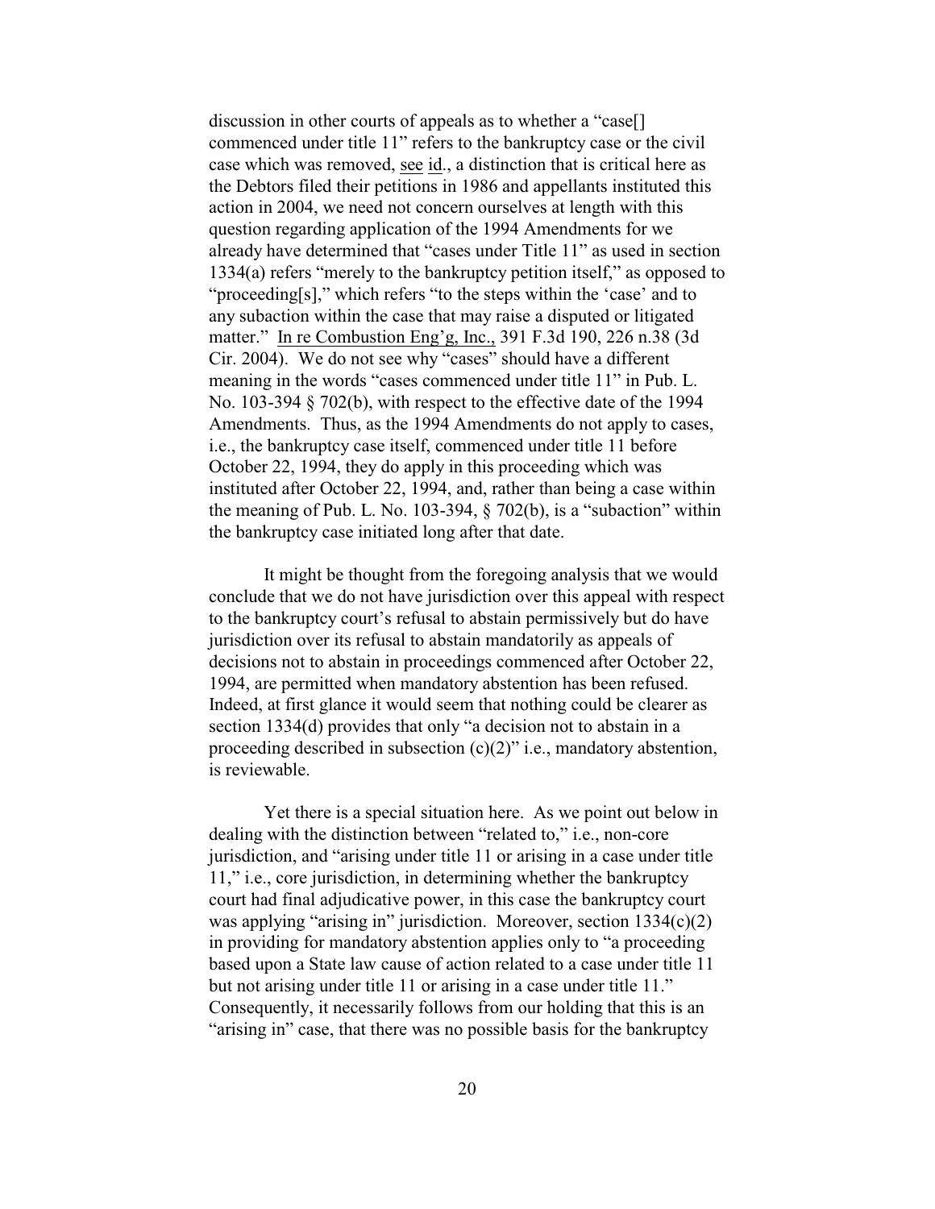discussion in other courts of appeals as to whether a "case[] commenced under title 11" refers to the bankruptcy case or the civil case which was removed, see id., a distinction that is critical here as the Debtors filed their petitions in 1986 and appellants instituted this action in 2004, we need not concern ourselves at length with this question regarding application of the 1994 Amendments for we already have determined that "cases under Title 11" as used in section 1334(a) refers "merely to the bankruptcy petition itself," as opposed to "proceeding[s]," which refers "to the steps within the 'case' and to any subaction within the case that may raise a disputed or litigated matter." In re Combustion Eng'g, Inc., 391 F.3d 190, 226 n.38 (3d Cir. 2004). We do not see why "cases" should have a different meaning in the words "cases commenced under title 11" in Pub. L. No. 103-394 § 702(b), with respect to the effective date of the 1994 Amendments. Thus, as the 1994 Amendments do not apply to cases, i.e., the bankruptcy case itself, commenced under title 11 before October 22, 1994, they do apply in this proceeding which was instituted after October 22, 1994, and, rather than being a case within the meaning of Pub. L. No. 103-394, § 702(b), is a "subaction" within the bankruptcy case initiated long after that date.

It might be thought from the foregoing analysis that we would conclude that we do not have jurisdiction over this appeal with respect to the bankruptcy court's refusal to abstain permissively but do have jurisdiction over its refusal to abstain mandatorily as appeals of decisions not to abstain in proceedings commenced after October 22, 1994, are permitted when mandatory abstention has been refused. Indeed, at first glance it would seem that nothing could be clearer as section 1334(d) provides that only "a decision not to abstain in a proceeding described in subsection (c)(2)" i.e., mandatory abstention, is reviewable.

Yet there is a special situation here. As we point out below in dealing with the distinction between "related to," i.e., non-core jurisdiction, and "arising under title 11 or arising in a case under title 11," i.e., core jurisdiction, in determining whether the bankruptcy court had final adjudicative power, in this case the bankruptcy court was applying "arising in" jurisdiction. Moreover, section 1334(c)(2) in providing for mandatory abstention applies only to "a proceeding based upon a State law cause of action related to a case under title 11 but not arising under title 11 or arising in a case under title 11." Consequently, it necessarily follows from our holding that this is an "arising in" case, that there was no possible basis for the bankruptcy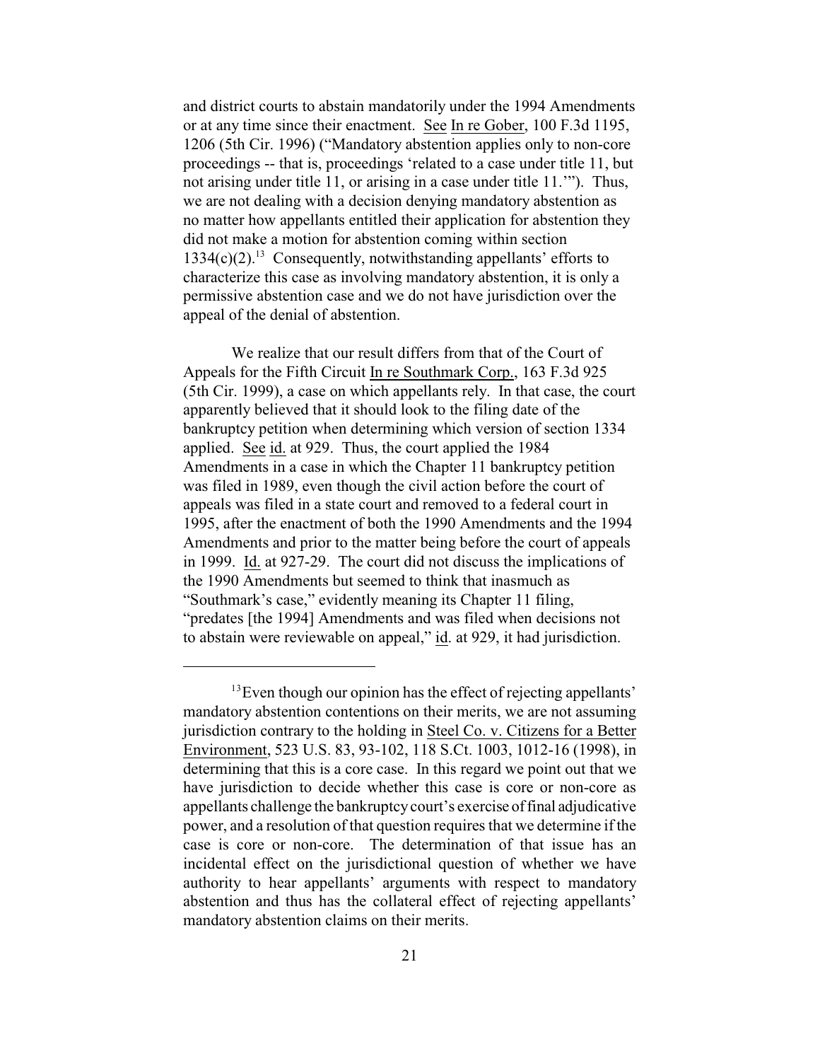and district courts to abstain mandatorily under the 1994 Amendments or at any time since their enactment. See In re Gober, 100 F.3d 1195, 1206 (5th Cir. 1996) ("Mandatory abstention applies only to non-core proceedings -- that is, proceedings 'related to a case under title 11, but not arising under title 11, or arising in a case under title 11.'"). Thus, we are not dealing with a decision denying mandatory abstention as no matter how appellants entitled their application for abstention they did not make a motion for abstention coming within section 1334(c)(2).[13] Consequently, notwithstanding appellants' efforts to characterize this case as involving mandatory abstention, it is only a permissive abstention case and we do not have jurisdiction over the appeal of the denial of abstention.

We realize that our result differs from that of the Court of Appeals for the Fifth Circuit In re Southmark Corp., 163 F.3d 925 (5th Cir. 1999), a case on which appellants rely. In that case, the court apparently believed that it should look to the filing date of the bankruptcy petition when determining which version of section 1334 applied. See id. at 929. Thus, the court applied the 1984 Amendments in a case in which the Chapter 11 bankruptcy petition was filed in 1989, even though the civil action before the court of appeals was filed in a state court and removed to a federal court in 1995, after the enactment of both the 1990 Amendments and the 1994 Amendments and prior to the matter being before the court of appeals in 1999. Id. at 927-29. The court did not discuss the implications of the 1990 Amendments but seemed to think that inasmuch as "Southmark's case," evidently meaning its Chapter 11 filing, "predates [the 1994] Amendments and was filed when decisions not to abstain were reviewable on appeal," id. at 929, it had jurisdiction.

[13] Even though our opinion has the effect of rejecting appellants' mandatory abstention contentions on their merits, we are not assuming jurisdiction contrary to the holding in Steel Co. v. Citizens for a Better Environment, 523 U.S. 83, 93-102, 118 S.Ct. 1003, 1012-16 (1998), in determining that this is a core case. In this regard we point out that we have jurisdiction to decide whether this case is core or non-core as appellants challenge the bankruptcy court's exercise of final adjudicative power, and a resolution of that question requires that we determine if the case is core or non-core. The determination of that issue has an incidental effect on the jurisdictional question of whether we have authority to hear appellants' arguments with respect to mandatory abstention and thus has the collateral effect of rejecting appellants' mandatory abstention claims on their merits.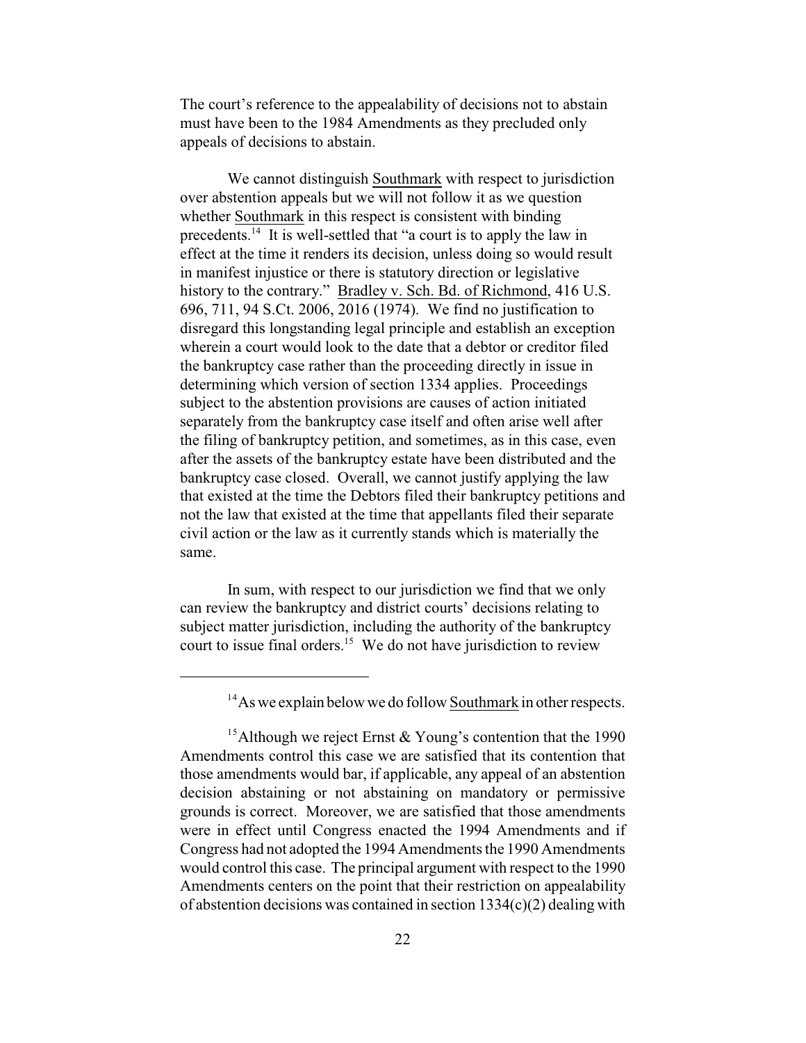The court's reference to the appealability of decisions not to abstain must have been to the 1984 Amendments as they precluded only appeals of decisions to abstain.

We cannot distinguish Southmark with respect to jurisdiction over abstention appeals but we will not follow it as we question whether Southmark in this respect is consistent with binding precedents.[14] It is well-settled that "a court is to apply the law in effect at the time it renders its decision, unless doing so would result in manifest injustice or there is statutory direction or legislative history to the contrary." Bradley v. Sch. Bd. of Richmond, 416 U.S. 696, 711, 94 S.Ct. 2006, 2016 (1974). We find no justification to disregard this longstanding legal principle and establish an exception wherein a court would look to the date that a debtor or creditor filed the bankruptcy case rather than the proceeding directly in issue in determining which version of section 1334 applies. Proceedings subject to the abstention provisions are causes of action initiated separately from the bankruptcy case itself and often arise well after the filing of bankruptcy petition, and sometimes, as in this case, even after the assets of the bankruptcy estate have been distributed and the bankruptcy case closed. Overall, we cannot justify applying the law that existed at the time the Debtors filed their bankruptcy petitions and not the law that existed at the time that appellants filed their separate civil action or the law as it currently stands which is materially the same.

In sum, with respect to our jurisdiction we find that we only can review the bankruptcy and district courts' decisions relating to subject matter jurisdiction, including the authority of the bankruptcy court to issue final orders.[15] We do not have jurisdiction to review

---

[14] As we explain below we do follow Southmark in other respects.

[15] Although we reject Ernst & Young's contention that the 1990 Amendments control this case we are satisfied that its contention that those amendments would bar, if applicable, any appeal of an abstention decision abstaining or not abstaining on mandatory or permissive grounds is correct. Moreover, we are satisfied that those amendments were in effect until Congress enacted the 1994 Amendments and if Congress had not adopted the 1994 Amendments the 1990 Amendments would control this case. The principal argument with respect to the 1990 Amendments centers on the point that their restriction on appealability of abstention decisions was contained in section 1334(c)(2) dealing with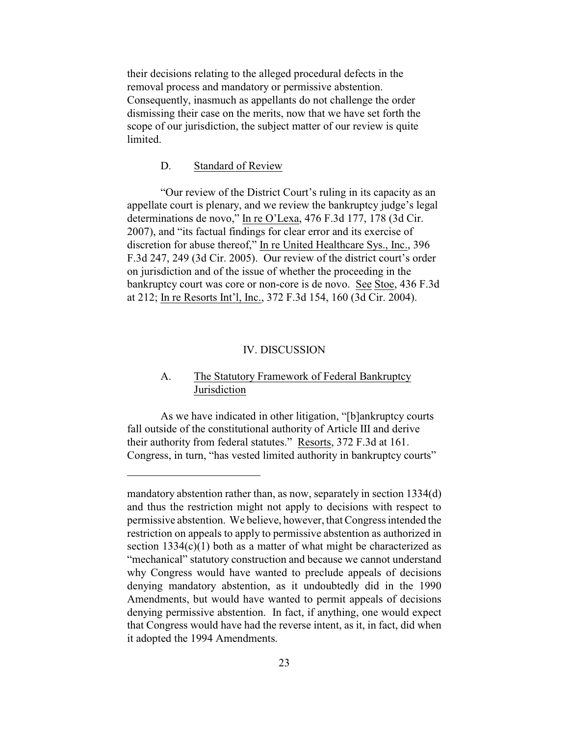their decisions relating to the alleged procedural defects in the removal process and mandatory or permissive abstention. Consequently, inasmuch as appellants do not challenge the order dismissing their case on the merits, now that we have set forth the scope of our jurisdiction, the subject matter of our review is quite limited.

### D. Standard of Review

"Our review of the District Court's ruling in its capacity as an appellate court is plenary, and we review the bankruptcy judge's legal determinations de novo," In re O'Lexa, 476 F.3d 177, 178 (3d Cir. 2007), and "its factual findings for clear error and its exercise of discretion for abuse thereof," In re United Healthcare Sys., Inc., 396 F.3d 247, 249 (3d Cir. 2005). Our review of the district court's order on jurisdiction and of the issue of whether the proceeding in the bankruptcy court was core or non-core is de novo. See Stoe, 436 F.3d at 212; In re Resorts Int'l, Inc., 372 F.3d 154, 160 (3d Cir. 2004).

## IV. DISCUSSION

### A. The Statutory Framework of Federal Bankruptcy Jurisdiction

As we have indicated in other litigation, "[b]ankruptcy courts fall outside of the constitutional authority of Article III and derive their authority from federal statutes." Resorts, 372 F.3d at 161. Congress, in turn, "has vested limited authority in bankruptcy courts"

---

mandatory abstention rather than, as now, separately in section 1334(d) and thus the restriction might not apply to decisions with respect to permissive abstention. We believe, however, that Congress intended the restriction on appeals to apply to permissive abstention as authorized in section 1334(c)(1) both as a matter of what might be characterized as "mechanical" statutory construction and because we cannot understand why Congress would have wanted to preclude appeals of decisions denying mandatory abstention, as it undoubtedly did in the 1990 Amendments, but would have wanted to permit appeals of decisions denying permissive abstention. In fact, if anything, one would expect that Congress would have had the reverse intent, as it, in fact, did when it adopted the 1994 Amendments.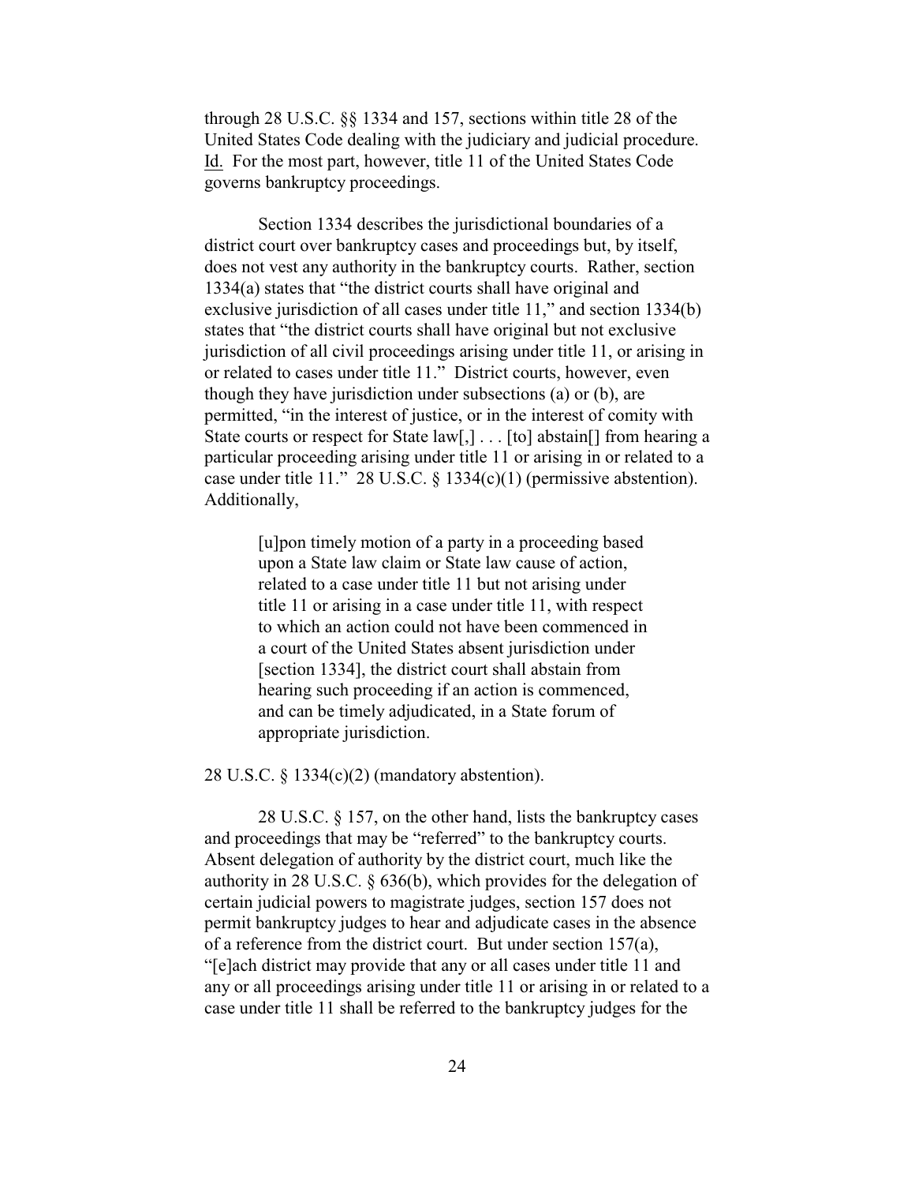through 28 U.S.C. §§ 1334 and 157, sections within title 28 of the United States Code dealing with the judiciary and judicial procedure. Id. For the most part, however, title 11 of the United States Code governs bankruptcy proceedings.

Section 1334 describes the jurisdictional boundaries of a district court over bankruptcy cases and proceedings but, by itself, does not vest any authority in the bankruptcy courts. Rather, section 1334(a) states that "the district courts shall have original and exclusive jurisdiction of all cases under title 11," and section 1334(b) states that "the district courts shall have original but not exclusive jurisdiction of all civil proceedings arising under title 11, or arising in or related to cases under title 11." District courts, however, even though they have jurisdiction under subsections (a) or (b), are permitted, "in the interest of justice, or in the interest of comity with State courts or respect for State law[,] . . . [to] abstain[] from hearing a particular proceeding arising under title 11 or arising in or related to a case under title 11." 28 U.S.C. § 1334(c)(1) (permissive abstention). Additionally,

> [u]pon timely motion of a party in a proceeding based upon a State law claim or State law cause of action, related to a case under title 11 but not arising under title 11 or arising in a case under title 11, with respect to which an action could not have been commenced in a court of the United States absent jurisdiction under [section 1334], the district court shall abstain from hearing such proceeding if an action is commenced, and can be timely adjudicated, in a State forum of appropriate jurisdiction.

28 U.S.C. § 1334(c)(2) (mandatory abstention).

28 U.S.C. § 157, on the other hand, lists the bankruptcy cases and proceedings that may be "referred" to the bankruptcy courts. Absent delegation of authority by the district court, much like the authority in 28 U.S.C. § 636(b), which provides for the delegation of certain judicial powers to magistrate judges, section 157 does not permit bankruptcy judges to hear and adjudicate cases in the absence of a reference from the district court. But under section 157(a), "[e]ach district may provide that any or all cases under title 11 and any or all proceedings arising under title 11 or arising in or related to a case under title 11 shall be referred to the bankruptcy judges for the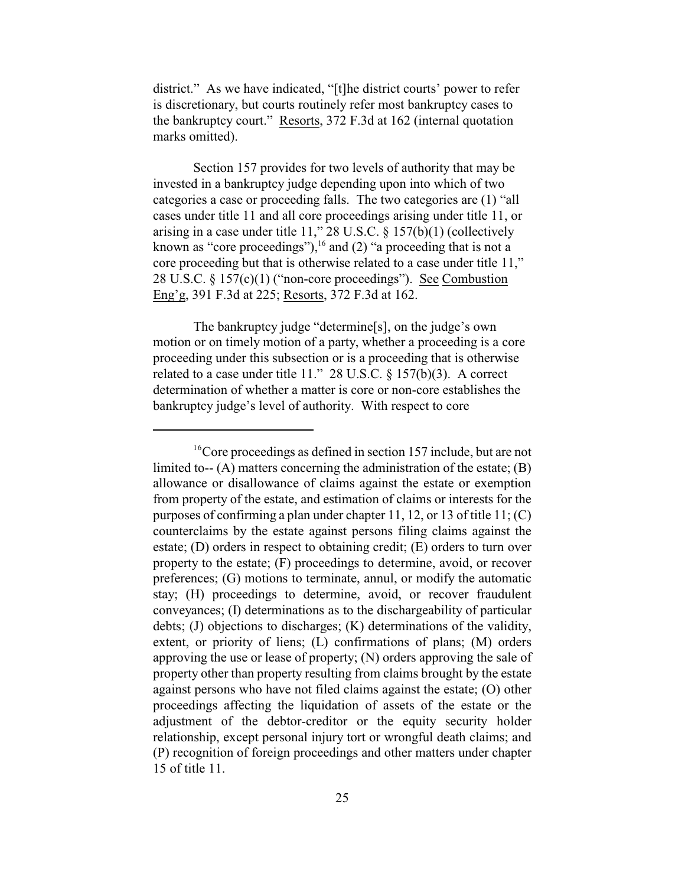district." As we have indicated, "[t]he district courts' power to refer is discretionary, but courts routinely refer most bankruptcy cases to the bankruptcy court." Resorts, 372 F.3d at 162 (internal quotation marks omitted).

Section 157 provides for two levels of authority that may be invested in a bankruptcy judge depending upon into which of two categories a case or proceeding falls. The two categories are (1) "all cases under title 11 and all core proceedings arising under title 11, or arising in a case under title 11," 28 U.S.C. § 157(b)(1) (collectively known as "core proceedings"),[16] and (2) "a proceeding that is not a core proceeding but that is otherwise related to a case under title 11," 28 U.S.C. § 157(c)(1) ("non-core proceedings"). See Combustion Eng'g, 391 F.3d at 225; Resorts, 372 F.3d at 162.

The bankruptcy judge "determine[s], on the judge's own motion or on timely motion of a party, whether a proceeding is a core proceeding under this subsection or is a proceeding that is otherwise related to a case under title 11." 28 U.S.C. § 157(b)(3). A correct determination of whether a matter is core or non-core establishes the bankruptcy judge's level of authority. With respect to core

---

[16]Core proceedings as defined in section 157 include, but are not limited to-- (A) matters concerning the administration of the estate; (B) allowance or disallowance of claims against the estate or exemption from property of the estate, and estimation of claims or interests for the purposes of confirming a plan under chapter 11, 12, or 13 of title 11; (C) counterclaims by the estate against persons filing claims against the estate; (D) orders in respect to obtaining credit; (E) orders to turn over property to the estate; (F) proceedings to determine, avoid, or recover preferences; (G) motions to terminate, annul, or modify the automatic stay; (H) proceedings to determine, avoid, or recover fraudulent conveyances; (I) determinations as to the dischargeability of particular debts; (J) objections to discharges; (K) determinations of the validity, extent, or priority of liens; (L) confirmations of plans; (M) orders approving the use or lease of property; (N) orders approving the sale of property other than property resulting from claims brought by the estate against persons who have not filed claims against the estate; (O) other proceedings affecting the liquidation of assets of the estate or the adjustment of the debtor-creditor or the equity security holder relationship, except personal injury tort or wrongful death claims; and (P) recognition of foreign proceedings and other matters under chapter 15 of title 11.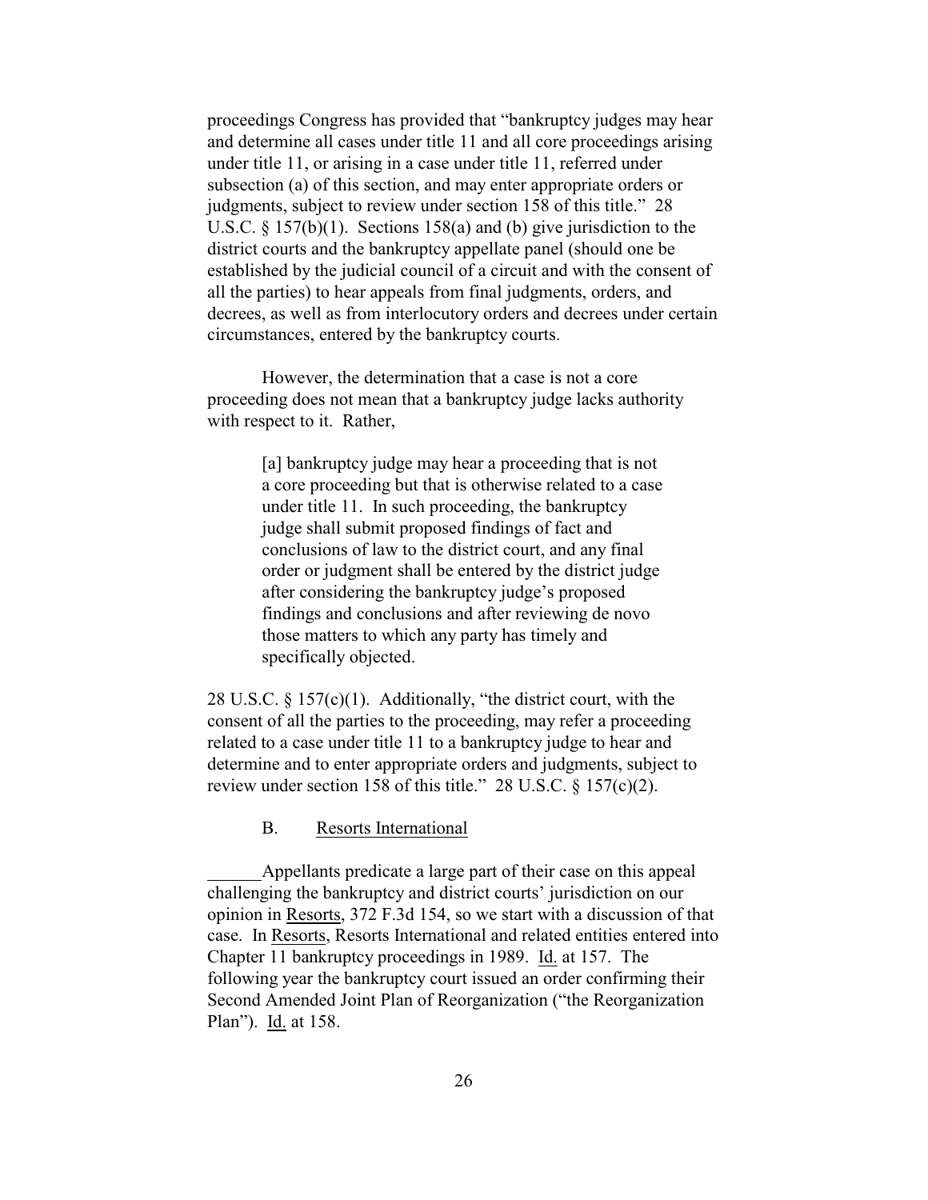proceedings Congress has provided that "bankruptcy judges may hear and determine all cases under title 11 and all core proceedings arising under title 11, or arising in a case under title 11, referred under subsection (a) of this section, and may enter appropriate orders or judgments, subject to review under section 158 of this title." 28 U.S.C. § 157(b)(1). Sections 158(a) and (b) give jurisdiction to the district courts and the bankruptcy appellate panel (should one be established by the judicial council of a circuit and with the consent of all the parties) to hear appeals from final judgments, orders, and decrees, as well as from interlocutory orders and decrees under certain circumstances, entered by the bankruptcy courts.

However, the determination that a case is not a core proceeding does not mean that a bankruptcy judge lacks authority with respect to it. Rather,

> [a] bankruptcy judge may hear a proceeding that is not a core proceeding but that is otherwise related to a case under title 11. In such proceeding, the bankruptcy judge shall submit proposed findings of fact and conclusions of law to the district court, and any final order or judgment shall be entered by the district judge after considering the bankruptcy judge's proposed findings and conclusions and after reviewing de novo those matters to which any party has timely and specifically objected.

28 U.S.C. § 157(c)(1). Additionally, "the district court, with the consent of all the parties to the proceeding, may refer a proceeding related to a case under title 11 to a bankruptcy judge to hear and determine and to enter appropriate orders and judgments, subject to review under section 158 of this title." 28 U.S.C. § 157(c)(2).

### B. Resorts International

Appellants predicate a large part of their case on this appeal challenging the bankruptcy and district courts' jurisdiction on our opinion in Resorts, 372 F.3d 154, so we start with a discussion of that case. In Resorts, Resorts International and related entities entered into Chapter 11 bankruptcy proceedings in 1989. Id. at 157. The following year the bankruptcy court issued an order confirming their Second Amended Joint Plan of Reorganization ("the Reorganization Plan"). Id. at 158.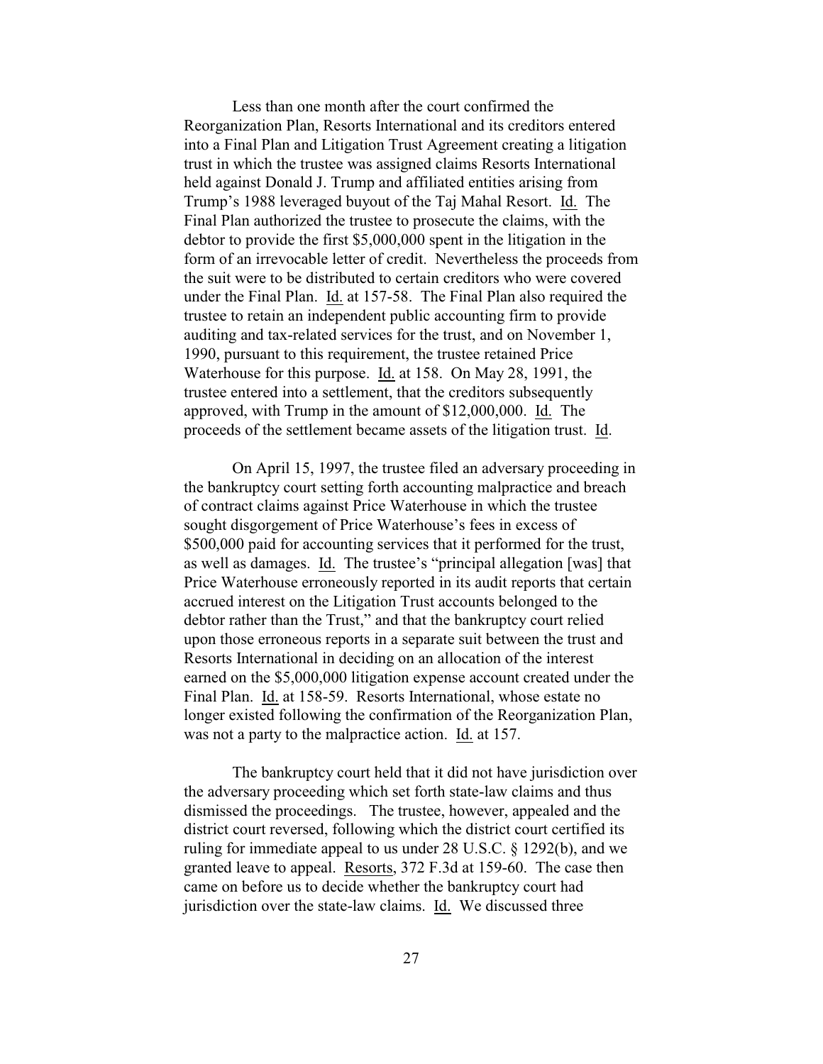Less than one month after the court confirmed the Reorganization Plan, Resorts International and its creditors entered into a Final Plan and Litigation Trust Agreement creating a litigation trust in which the trustee was assigned claims Resorts International held against Donald J. Trump and affiliated entities arising from Trump's 1988 leveraged buyout of the Taj Mahal Resort. Id. The Final Plan authorized the trustee to prosecute the claims, with the debtor to provide the first $5,000,000 spent in the litigation in the form of an irrevocable letter of credit. Nevertheless the proceeds from the suit were to be distributed to certain creditors who were covered under the Final Plan. Id. at 157-58. The Final Plan also required the trustee to retain an independent public accounting firm to provide auditing and tax-related services for the trust, and on November 1, 1990, pursuant to this requirement, the trustee retained Price Waterhouse for this purpose. Id. at 158. On May 28, 1991, the trustee entered into a settlement, that the creditors subsequently approved, with Trump in the amount of $12,000,000. Id. The proceeds of the settlement became assets of the litigation trust. Id.

On April 15, 1997, the trustee filed an adversary proceeding in the bankruptcy court setting forth accounting malpractice and breach of contract claims against Price Waterhouse in which the trustee sought disgorgement of Price Waterhouse's fees in excess of $500,000 paid for accounting services that it performed for the trust, as well as damages. Id. The trustee's "principal allegation [was] that Price Waterhouse erroneously reported in its audit reports that certain accrued interest on the Litigation Trust accounts belonged to the debtor rather than the Trust," and that the bankruptcy court relied upon those erroneous reports in a separate suit between the trust and Resorts International in deciding on an allocation of the interest earned on the $5,000,000 litigation expense account created under the Final Plan. Id. at 158-59. Resorts International, whose estate no longer existed following the confirmation of the Reorganization Plan, was not a party to the malpractice action. Id. at 157.

The bankruptcy court held that it did not have jurisdiction over the adversary proceeding which set forth state-law claims and thus dismissed the proceedings. The trustee, however, appealed and the district court reversed, following which the district court certified its ruling for immediate appeal to us under 28 U.S.C. § 1292(b), and we granted leave to appeal. Resorts, 372 F.3d at 159-60. The case then came on before us to decide whether the bankruptcy court had jurisdiction over the state-law claims. Id. We discussed three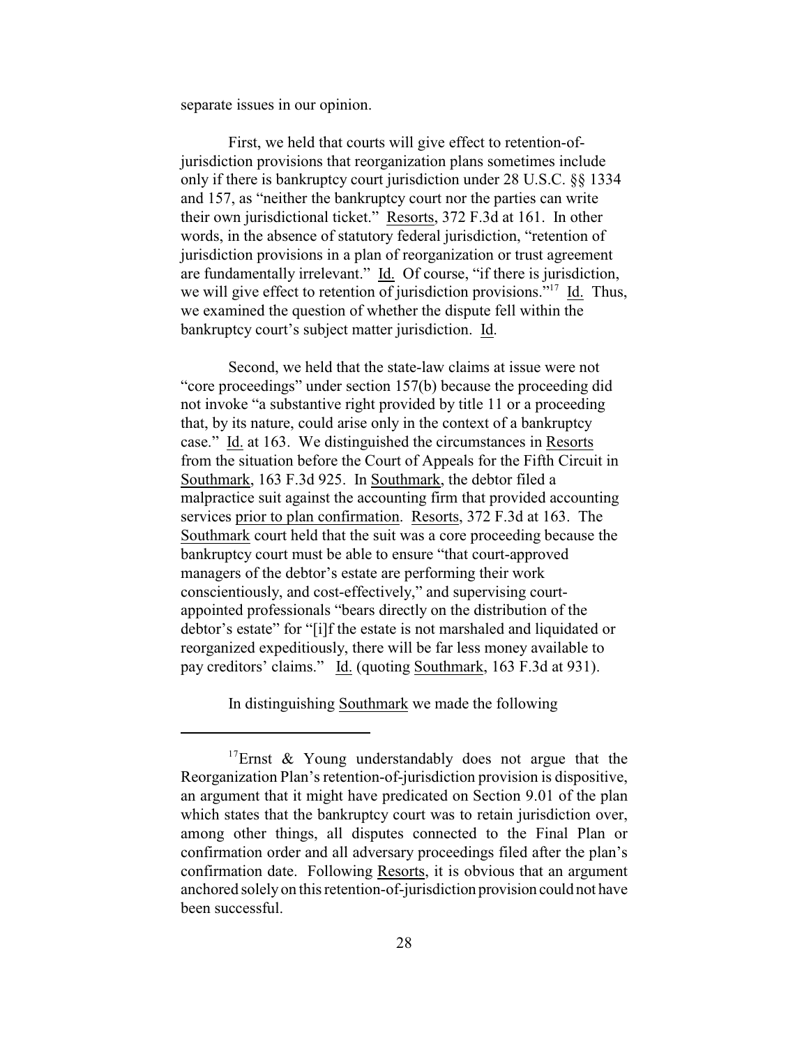separate issues in our opinion.

First, we held that courts will give effect to retention-of-jurisdiction provisions that reorganization plans sometimes include only if there is bankruptcy court jurisdiction under 28 U.S.C. §§ 1334 and 157, as "neither the bankruptcy court nor the parties can write their own jurisdictional ticket." Resorts, 372 F.3d at 161. In other words, in the absence of statutory federal jurisdiction, "retention of jurisdiction provisions in a plan of reorganization or trust agreement are fundamentally irrelevant." Id. Of course, "if there is jurisdiction, we will give effect to retention of jurisdiction provisions."[17] Id. Thus, we examined the question of whether the dispute fell within the bankruptcy court's subject matter jurisdiction. Id.

Second, we held that the state-law claims at issue were not "core proceedings" under section 157(b) because the proceeding did not invoke "a substantive right provided by title 11 or a proceeding that, by its nature, could arise only in the context of a bankruptcy case." Id. at 163. We distinguished the circumstances in Resorts from the situation before the Court of Appeals for the Fifth Circuit in Southmark, 163 F.3d 925. In Southmark, the debtor filed a malpractice suit against the accounting firm that provided accounting services prior to plan confirmation. Resorts, 372 F.3d at 163. The Southmark court held that the suit was a core proceeding because the bankruptcy court must be able to ensure "that court-approved managers of the debtor's estate are performing their work conscientiously, and cost-effectively," and supervising court-appointed professionals "bears directly on the distribution of the debtor's estate" for "[i]f the estate is not marshaled and liquidated or reorganized expeditiously, there will be far less money available to pay creditors' claims." Id. (quoting Southmark, 163 F.3d at 931).

In distinguishing Southmark we made the following

---

[17] Ernst & Young understandably does not argue that the Reorganization Plan's retention-of-jurisdiction provision is dispositive, an argument that it might have predicated on Section 9.01 of the plan which states that the bankruptcy court was to retain jurisdiction over, among other things, all disputes connected to the Final Plan or confirmation order and all adversary proceedings filed after the plan's confirmation date. Following Resorts, it is obvious that an argument anchored solely on this retention-of-jurisdiction provision could not have been successful.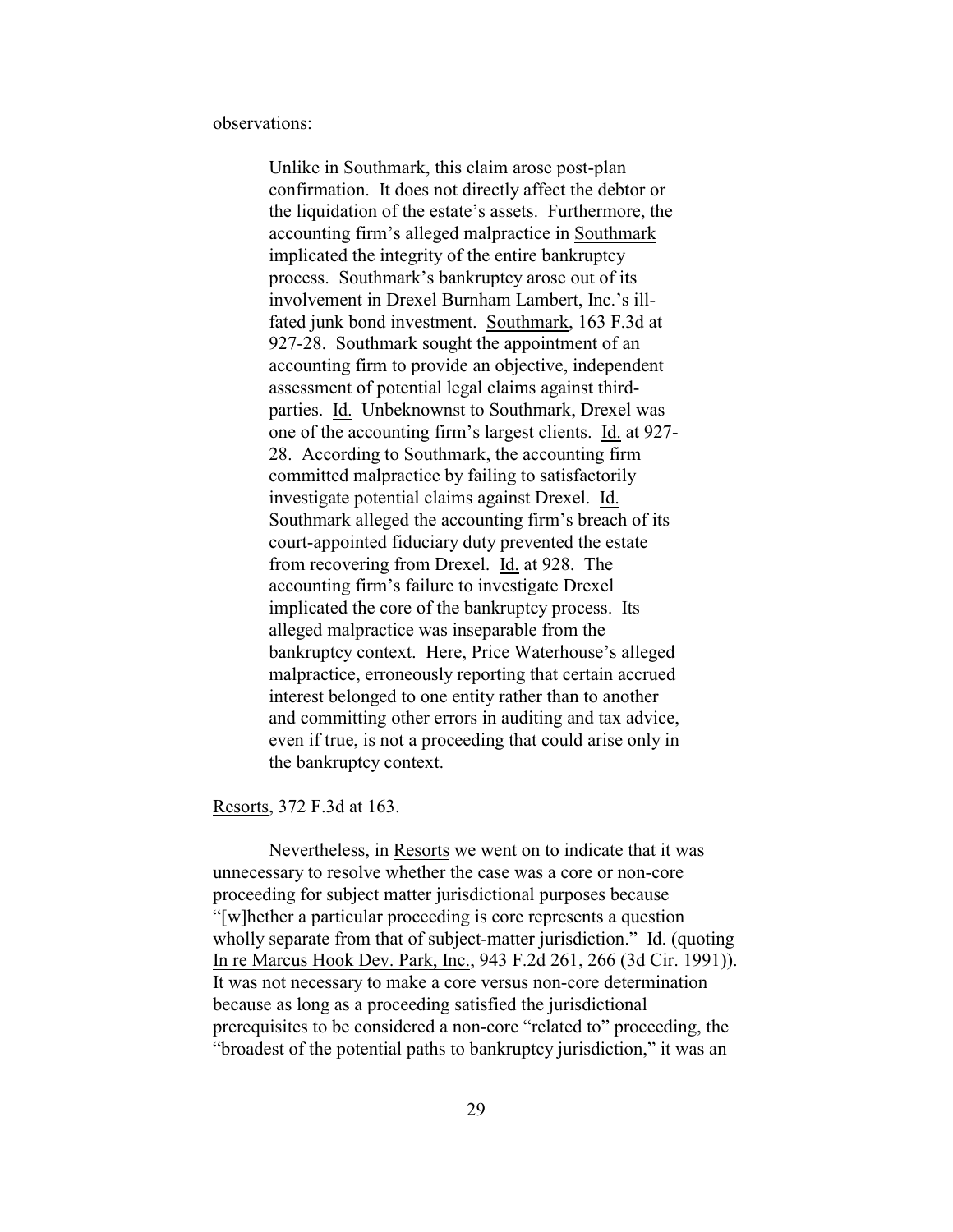observations:

> Unlike in Southmark, this claim arose post-plan confirmation. It does not directly affect the debtor or the liquidation of the estate's assets. Furthermore, the accounting firm's alleged malpractice in Southmark implicated the integrity of the entire bankruptcy process. Southmark's bankruptcy arose out of its involvement in Drexel Burnham Lambert, Inc.'s ill-fated junk bond investment. Southmark, 163 F.3d at 927-28. Southmark sought the appointment of an accounting firm to provide an objective, independent assessment of potential legal claims against third-parties. Id. Unbeknownst to Southmark, Drexel was one of the accounting firm's largest clients. Id. at 927-28. According to Southmark, the accounting firm committed malpractice by failing to satisfactorily investigate potential claims against Drexel. Id. Southmark alleged the accounting firm's breach of its court-appointed fiduciary duty prevented the estate from recovering from Drexel. Id. at 928. The accounting firm's failure to investigate Drexel implicated the core of the bankruptcy process. Its alleged malpractice was inseparable from the bankruptcy context. Here, Price Waterhouse's alleged malpractice, erroneously reporting that certain accrued interest belonged to one entity rather than to another and committing other errors in auditing and tax advice, even if true, is not a proceeding that could arise only in the bankruptcy context.

Resorts, 372 F.3d at 163.

Nevertheless, in Resorts we went on to indicate that it was unnecessary to resolve whether the case was a core or non-core proceeding for subject matter jurisdictional purposes because "[w]hether a particular proceeding is core represents a question wholly separate from that of subject-matter jurisdiction." Id. (quoting In re Marcus Hook Dev. Park, Inc., 943 F.2d 261, 266 (3d Cir. 1991)). It was not necessary to make a core versus non-core determination because as long as a proceeding satisfied the jurisdictional prerequisites to be considered a non-core "related to" proceeding, the "broadest of the potential paths to bankruptcy jurisdiction," it was an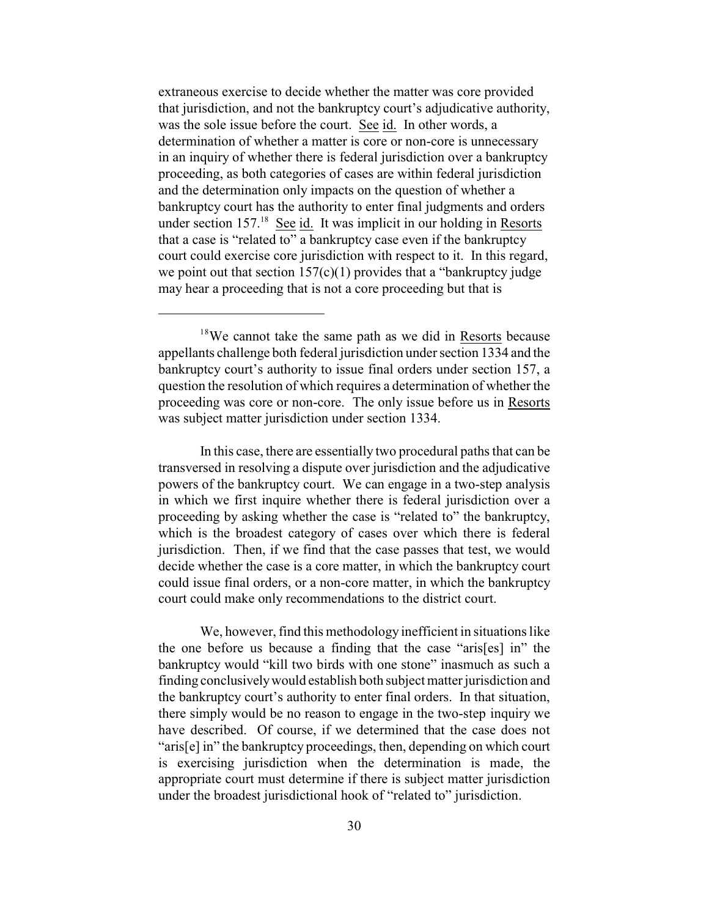extraneous exercise to decide whether the matter was core provided that jurisdiction, and not the bankruptcy court's adjudicative authority, was the sole issue before the court. See id. In other words, a determination of whether a matter is core or non-core is unnecessary in an inquiry of whether there is federal jurisdiction over a bankruptcy proceeding, as both categories of cases are within federal jurisdiction and the determination only impacts on the question of whether a bankruptcy court has the authority to enter final judgments and orders under section 157.[18] See id. It was implicit in our holding in Resorts that a case is "related to" a bankruptcy case even if the bankruptcy court could exercise core jurisdiction with respect to it. In this regard, we point out that section 157(c)(1) provides that a "bankruptcy judge may hear a proceeding that is not a core proceeding but that is

[18] We cannot take the same path as we did in Resorts because appellants challenge both federal jurisdiction under section 1334 and the bankruptcy court's authority to issue final orders under section 157, a question the resolution of which requires a determination of whether the proceeding was core or non-core. The only issue before us in Resorts was subject matter jurisdiction under section 1334.

In this case, there are essentially two procedural paths that can be transversed in resolving a dispute over jurisdiction and the adjudicative powers of the bankruptcy court. We can engage in a two-step analysis in which we first inquire whether there is federal jurisdiction over a proceeding by asking whether the case is "related to" the bankruptcy, which is the broadest category of cases over which there is federal jurisdiction. Then, if we find that the case passes that test, we would decide whether the case is a core matter, in which the bankruptcy court could issue final orders, or a non-core matter, in which the bankruptcy court could make only recommendations to the district court.

We, however, find this methodology inefficient in situations like the one before us because a finding that the case "aris[es] in" the bankruptcy would "kill two birds with one stone" inasmuch as such a finding conclusively would establish both subject matter jurisdiction and the bankruptcy court's authority to enter final orders. In that situation, there simply would be no reason to engage in the two-step inquiry we have described. Of course, if we determined that the case does not "aris[e] in" the bankruptcy proceedings, then, depending on which court is exercising jurisdiction when the determination is made, the appropriate court must determine if there is subject matter jurisdiction under the broadest jurisdictional hook of "related to" jurisdiction.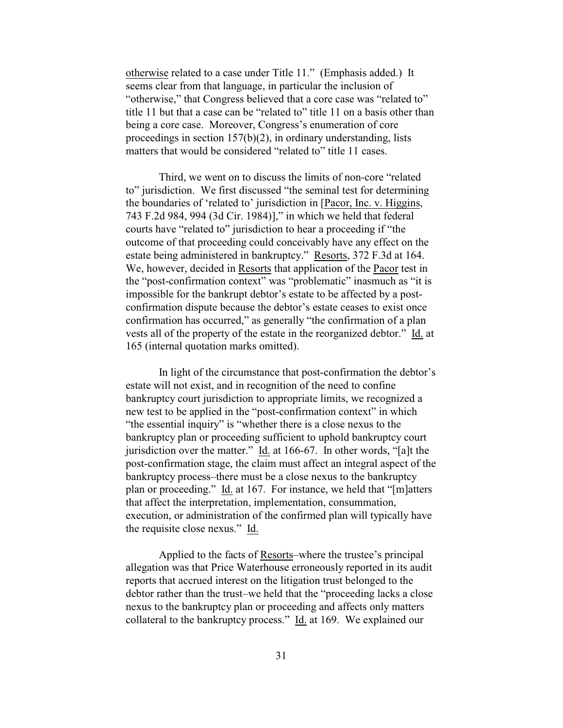otherwise related to a case under Title 11." (Emphasis added.) It seems clear from that language, in particular the inclusion of "otherwise," that Congress believed that a core case was "related to" title 11 but that a case can be "related to" title 11 on a basis other than being a core case. Moreover, Congress's enumeration of core proceedings in section 157(b)(2), in ordinary understanding, lists matters that would be considered "related to" title 11 cases.

Third, we went on to discuss the limits of non-core "related to" jurisdiction. We first discussed "the seminal test for determining the boundaries of 'related to' jurisdiction in [Pacor, Inc. v. Higgins, 743 F.2d 984, 994 (3d Cir. 1984)]," in which we held that federal courts have "related to" jurisdiction to hear a proceeding if "the outcome of that proceeding could conceivably have any effect on the estate being administered in bankruptcy." Resorts, 372 F.3d at 164. We, however, decided in Resorts that application of the Pacor test in the "post-confirmation context" was "problematic" inasmuch as "it is impossible for the bankrupt debtor's estate to be affected by a post-confirmation dispute because the debtor's estate ceases to exist once confirmation has occurred," as generally "the confirmation of a plan vests all of the property of the estate in the reorganized debtor." Id. at 165 (internal quotation marks omitted).

In light of the circumstance that post-confirmation the debtor's estate will not exist, and in recognition of the need to confine bankruptcy court jurisdiction to appropriate limits, we recognized a new test to be applied in the "post-confirmation context" in which "the essential inquiry" is "whether there is a close nexus to the bankruptcy plan or proceeding sufficient to uphold bankruptcy court jurisdiction over the matter." Id. at 166-67. In other words, "[a]t the post-confirmation stage, the claim must affect an integral aspect of the bankruptcy process–there must be a close nexus to the bankruptcy plan or proceeding." Id. at 167. For instance, we held that "[m]atters that affect the interpretation, implementation, consummation, execution, or administration of the confirmed plan will typically have the requisite close nexus." Id.

Applied to the facts of Resorts–where the trustee's principal allegation was that Price Waterhouse erroneously reported in its audit reports that accrued interest on the litigation trust belonged to the debtor rather than the trust–we held that the "proceeding lacks a close nexus to the bankruptcy plan or proceeding and affects only matters collateral to the bankruptcy process." Id. at 169. We explained our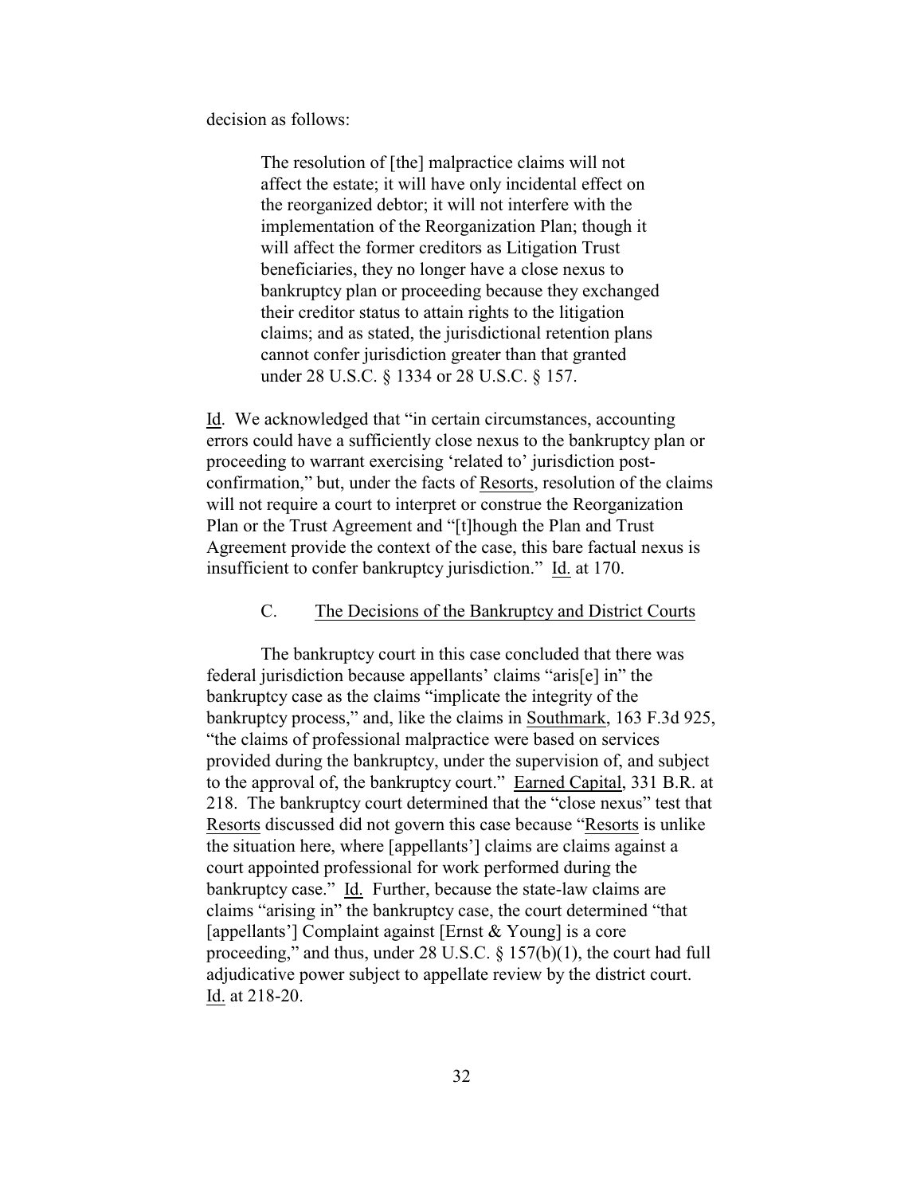decision as follows:

> The resolution of [the] malpractice claims will not affect the estate; it will have only incidental effect on the reorganized debtor; it will not interfere with the implementation of the Reorganization Plan; though it will affect the former creditors as Litigation Trust beneficiaries, they no longer have a close nexus to bankruptcy plan or proceeding because they exchanged their creditor status to attain rights to the litigation claims; and as stated, the jurisdictional retention plans cannot confer jurisdiction greater than that granted under 28 U.S.C. § 1334 or 28 U.S.C. § 157.

Id. We acknowledged that "in certain circumstances, accounting errors could have a sufficiently close nexus to the bankruptcy plan or proceeding to warrant exercising 'related to' jurisdiction post-confirmation," but, under the facts of Resorts, resolution of the claims will not require a court to interpret or construe the Reorganization Plan or the Trust Agreement and "[t]hough the Plan and Trust Agreement provide the context of the case, this bare factual nexus is insufficient to confer bankruptcy jurisdiction." Id. at 170.

### C. The Decisions of the Bankruptcy and District Courts

The bankruptcy court in this case concluded that there was federal jurisdiction because appellants' claims "aris[e] in" the bankruptcy case as the claims "implicate the integrity of the bankruptcy process," and, like the claims in Southmark, 163 F.3d 925, "the claims of professional malpractice were based on services provided during the bankruptcy, under the supervision of, and subject to the approval of, the bankruptcy court." Earned Capital, 331 B.R. at 218. The bankruptcy court determined that the "close nexus" test that Resorts discussed did not govern this case because "Resorts is unlike the situation here, where [appellants'] claims are claims against a court appointed professional for work performed during the bankruptcy case." Id. Further, because the state-law claims are claims "arising in" the bankruptcy case, the court determined "that [appellants'] Complaint against [Ernst & Young] is a core proceeding," and thus, under 28 U.S.C. § 157(b)(1), the court had full adjudicative power subject to appellate review by the district court. Id. at 218-20.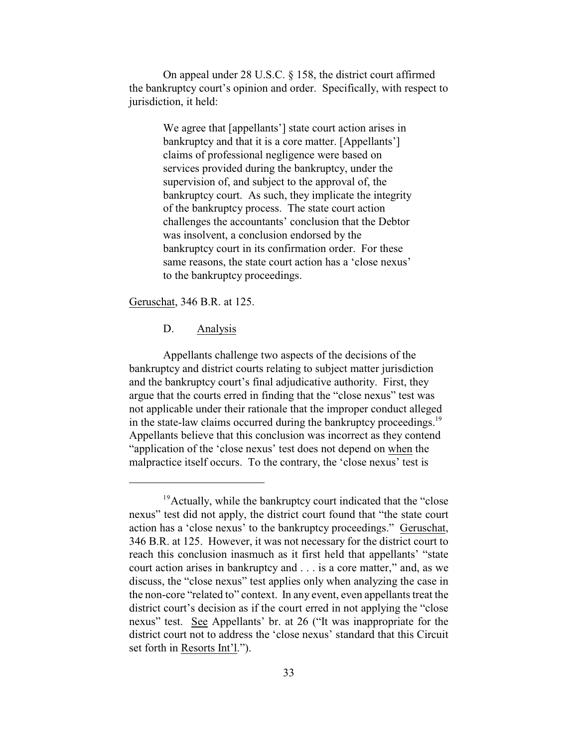On appeal under 28 U.S.C. § 158, the district court affirmed the bankruptcy court's opinion and order. Specifically, with respect to jurisdiction, it held:

> We agree that [appellants'] state court action arises in bankruptcy and that it is a core matter. [Appellants'] claims of professional negligence were based on services provided during the bankruptcy, under the supervision of, and subject to the approval of, the bankruptcy court. As such, they implicate the integrity of the bankruptcy process. The state court action challenges the accountants' conclusion that the Debtor was insolvent, a conclusion endorsed by the bankruptcy court in its confirmation order. For these same reasons, the state court action has a 'close nexus' to the bankruptcy proceedings.

Geruschat, 346 B.R. at 125.

D. Analysis

Appellants challenge two aspects of the decisions of the bankruptcy and district courts relating to subject matter jurisdiction and the bankruptcy court's final adjudicative authority. First, they argue that the courts erred in finding that the "close nexus" test was not applicable under their rationale that the improper conduct alleged in the state-law claims occurred during the bankruptcy proceedings.[19] Appellants believe that this conclusion was incorrect as they contend "application of the 'close nexus' test does not depend on when the malpractice itself occurs. To the contrary, the 'close nexus' test is

---

[19] Actually, while the bankruptcy court indicated that the "close nexus" test did not apply, the district court found that "the state court action has a 'close nexus' to the bankruptcy proceedings." Geruschat, 346 B.R. at 125. However, it was not necessary for the district court to reach this conclusion inasmuch as it first held that appellants' "state court action arises in bankruptcy and . . . is a core matter," and, as we discuss, the "close nexus" test applies only when analyzing the case in the non-core "related to" context. In any event, even appellants treat the district court's decision as if the court erred in not applying the "close nexus" test. See Appellants' br. at 26 ("It was inappropriate for the district court not to address the 'close nexus' standard that this Circuit set forth in Resorts Int'l.").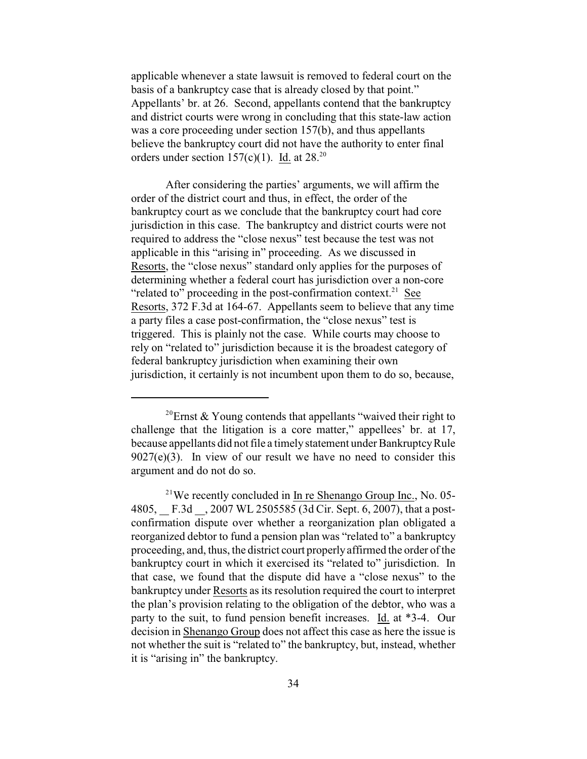applicable whenever a state lawsuit is removed to federal court on the basis of a bankruptcy case that is already closed by that point." Appellants' br. at 26. Second, appellants contend that the bankruptcy and district courts were wrong in concluding that this state-law action was a core proceeding under section 157(b), and thus appellants believe the bankruptcy court did not have the authority to enter final orders under section 157(c)(1). Id. at 28.[20]

After considering the parties' arguments, we will affirm the order of the district court and thus, in effect, the order of the bankruptcy court as we conclude that the bankruptcy court had core jurisdiction in this case. The bankruptcy and district courts were not required to address the "close nexus" test because the test was not applicable in this "arising in" proceeding. As we discussed in Resorts, the "close nexus" standard only applies for the purposes of determining whether a federal court has jurisdiction over a non-core "related to" proceeding in the post-confirmation context.[21] See Resorts, 372 F.3d at 164-67. Appellants seem to believe that any time a party files a case post-confirmation, the "close nexus" test is triggered. This is plainly not the case. While courts may choose to rely on "related to" jurisdiction because it is the broadest category of federal bankruptcy jurisdiction when examining their own jurisdiction, it certainly is not incumbent upon them to do so, because,

---

[20] Ernst & Young contends that appellants "waived their right to challenge that the litigation is a core matter," appellees' br. at 17, because appellants did not file a timely statement under Bankruptcy Rule 9027(e)(3). In view of our result we have no need to consider this argument and do not do so.

[21] We recently concluded in In re Shenango Group Inc., No. 05-4805, __ F.3d __, 2007 WL 2505585 (3d Cir. Sept. 6, 2007), that a post-confirmation dispute over whether a reorganization plan obligated a reorganized debtor to fund a pension plan was "related to" a bankruptcy proceeding, and, thus, the district court properly affirmed the order of the bankruptcy court in which it exercised its "related to" jurisdiction. In that case, we found that the dispute did have a "close nexus" to the bankruptcy under Resorts as its resolution required the court to interpret the plan's provision relating to the obligation of the debtor, who was a party to the suit, to fund pension benefit increases. Id. at *3-4. Our decision in Shenango Group does not affect this case as here the issue is not whether the suit is "related to" the bankruptcy, but, instead, whether it is "arising in" the bankruptcy.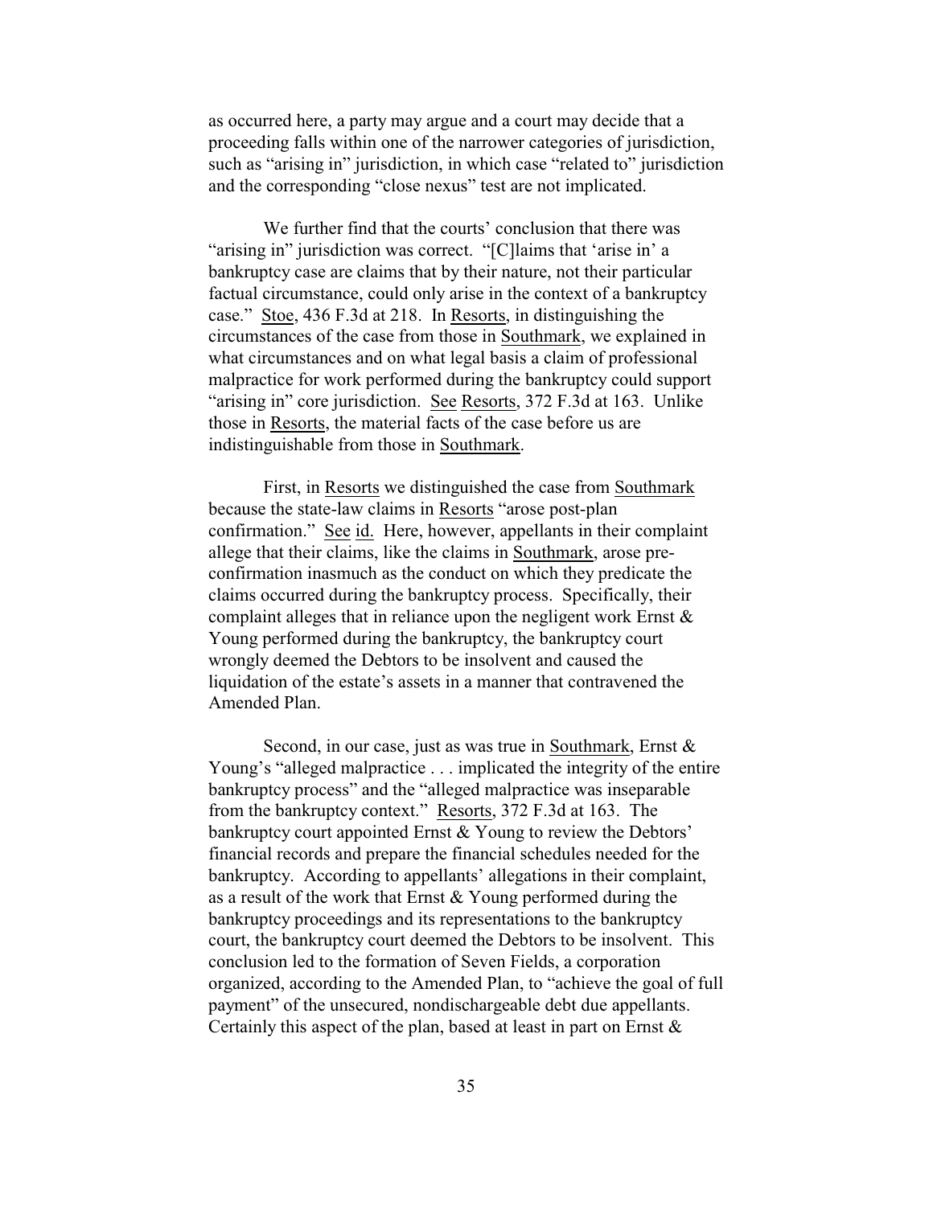as occurred here, a party may argue and a court may decide that a proceeding falls within one of the narrower categories of jurisdiction, such as "arising in" jurisdiction, in which case "related to" jurisdiction and the corresponding "close nexus" test are not implicated.

We further find that the courts' conclusion that there was "arising in" jurisdiction was correct. "[C]laims that 'arise in' a bankruptcy case are claims that by their nature, not their particular factual circumstance, could only arise in the context of a bankruptcy case." Stoe, 436 F.3d at 218. In Resorts, in distinguishing the circumstances of the case from those in Southmark, we explained in what circumstances and on what legal basis a claim of professional malpractice for work performed during the bankruptcy could support "arising in" core jurisdiction. See Resorts, 372 F.3d at 163. Unlike those in Resorts, the material facts of the case before us are indistinguishable from those in Southmark.

First, in Resorts we distinguished the case from Southmark because the state-law claims in Resorts "arose post-plan confirmation." See id. Here, however, appellants in their complaint allege that their claims, like the claims in Southmark, arose pre-confirmation inasmuch as the conduct on which they predicate the claims occurred during the bankruptcy process. Specifically, their complaint alleges that in reliance upon the negligent work Ernst & Young performed during the bankruptcy, the bankruptcy court wrongly deemed the Debtors to be insolvent and caused the liquidation of the estate's assets in a manner that contravened the Amended Plan.

Second, in our case, just as was true in Southmark, Ernst & Young's "alleged malpractice . . . implicated the integrity of the entire bankruptcy process" and the "alleged malpractice was inseparable from the bankruptcy context." Resorts, 372 F.3d at 163. The bankruptcy court appointed Ernst & Young to review the Debtors' financial records and prepare the financial schedules needed for the bankruptcy. According to appellants' allegations in their complaint, as a result of the work that Ernst & Young performed during the bankruptcy proceedings and its representations to the bankruptcy court, the bankruptcy court deemed the Debtors to be insolvent. This conclusion led to the formation of Seven Fields, a corporation organized, according to the Amended Plan, to "achieve the goal of full payment" of the unsecured, nondischargeable debt due appellants. Certainly this aspect of the plan, based at least in part on Ernst &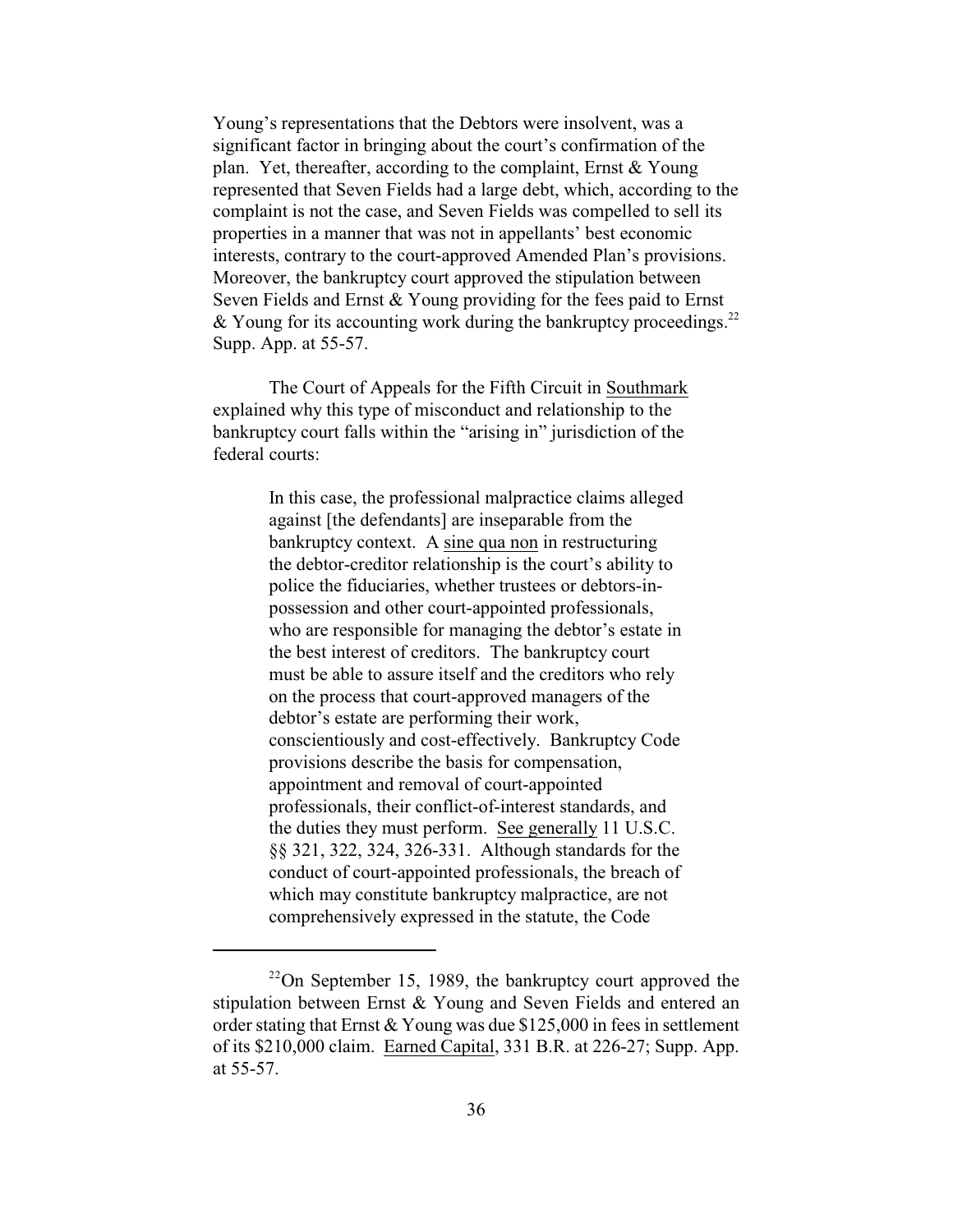Young's representations that the Debtors were insolvent, was a significant factor in bringing about the court's confirmation of the plan. Yet, thereafter, according to the complaint, Ernst & Young represented that Seven Fields had a large debt, which, according to the complaint is not the case, and Seven Fields was compelled to sell its properties in a manner that was not in appellants' best economic interests, contrary to the court-approved Amended Plan's provisions. Moreover, the bankruptcy court approved the stipulation between Seven Fields and Ernst & Young providing for the fees paid to Ernst & Young for its accounting work during the bankruptcy proceedings.[22] Supp. App. at 55-57.

The Court of Appeals for the Fifth Circuit in Southmark explained why this type of misconduct and relationship to the bankruptcy court falls within the "arising in" jurisdiction of the federal courts:

> In this case, the professional malpractice claims alleged against [the defendants] are inseparable from the bankruptcy context. A sine qua non in restructuring the debtor-creditor relationship is the court's ability to police the fiduciaries, whether trustees or debtors-in-possession and other court-appointed professionals, who are responsible for managing the debtor's estate in the best interest of creditors. The bankruptcy court must be able to assure itself and the creditors who rely on the process that court-approved managers of the debtor's estate are performing their work, conscientiously and cost-effectively. Bankruptcy Code provisions describe the basis for compensation, appointment and removal of court-appointed professionals, their conflict-of-interest standards, and the duties they must perform. See generally 11 U.S.C. §§ 321, 322, 324, 326-331. Although standards for the conduct of court-appointed professionals, the breach of which may constitute bankruptcy malpractice, are not comprehensively expressed in the statute, the Code

[22] On September 15, 1989, the bankruptcy court approved the stipulation between Ernst & Young and Seven Fields and entered an order stating that Ernst & Young was due $125,000 in fees in settlement of its $210,000 claim. Earned Capital, 331 B.R. at 226-27; Supp. App. at 55-57.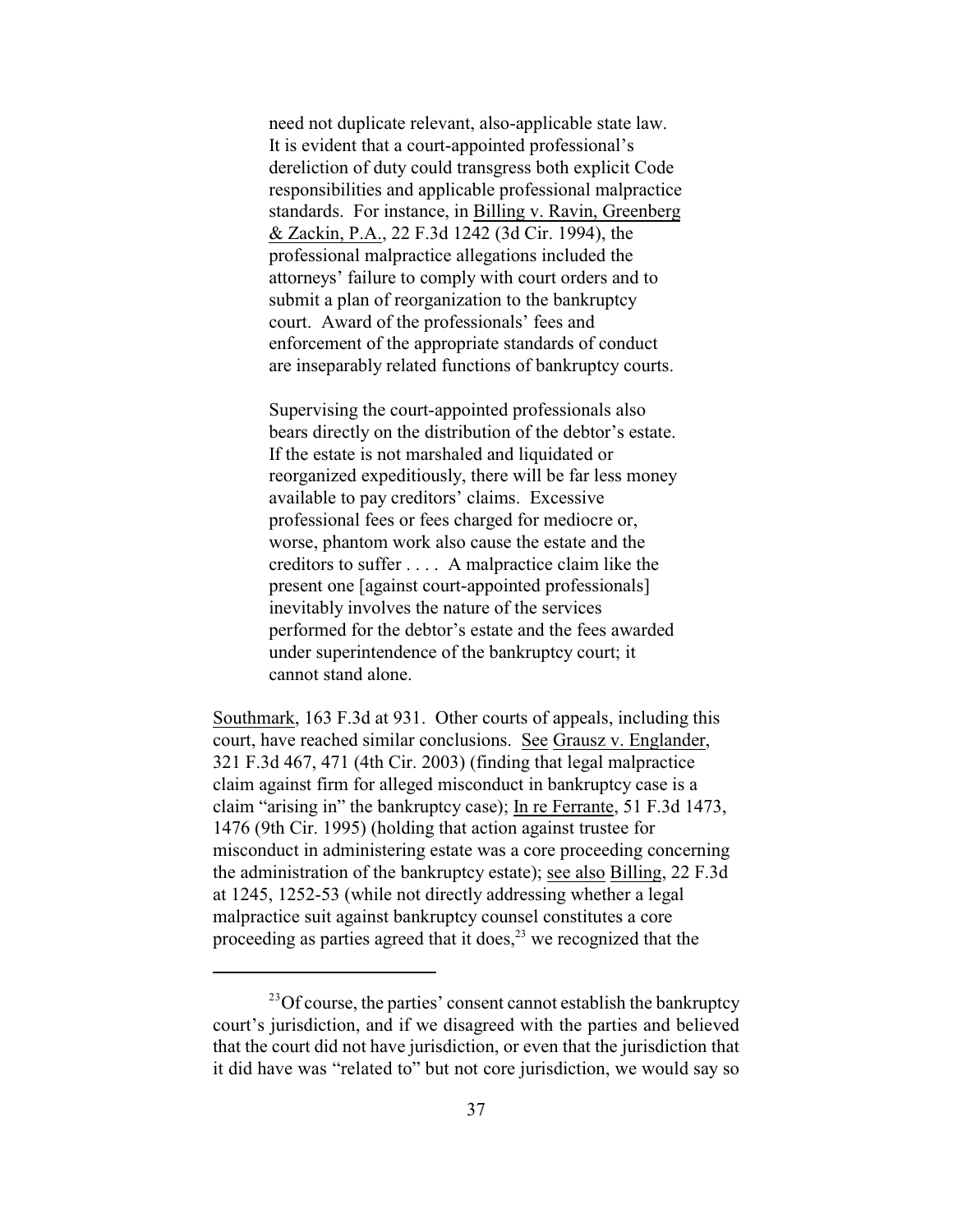> need not duplicate relevant, also-applicable state law. It is evident that a court-appointed professional's dereliction of duty could transgress both explicit Code responsibilities and applicable professional malpractice standards. For instance, in Billing v. Ravin, Greenberg & Zackin, P.A., 22 F.3d 1242 (3d Cir. 1994), the professional malpractice allegations included the attorneys' failure to comply with court orders and to submit a plan of reorganization to the bankruptcy court. Award of the professionals' fees and enforcement of the appropriate standards of conduct are inseparably related functions of bankruptcy courts.
>
> Supervising the court-appointed professionals also bears directly on the distribution of the debtor's estate. If the estate is not marshaled and liquidated or reorganized expeditiously, there will be far less money available to pay creditors' claims. Excessive professional fees or fees charged for mediocre or, worse, phantom work also cause the estate and the creditors to suffer . . . . A malpractice claim like the present one [against court-appointed professionals] inevitably involves the nature of the services performed for the debtor's estate and the fees awarded under superintendence of the bankruptcy court; it cannot stand alone.

Southmark, 163 F.3d at 931. Other courts of appeals, including this court, have reached similar conclusions. See Grausz v. Englander, 321 F.3d 467, 471 (4th Cir. 2003) (finding that legal malpractice claim against firm for alleged misconduct in bankruptcy case is a claim "arising in" the bankruptcy case); In re Ferrante, 51 F.3d 1473, 1476 (9th Cir. 1995) (holding that action against trustee for misconduct in administering estate was a core proceeding concerning the administration of the bankruptcy estate); see also Billing, 22 F.3d at 1245, 1252-53 (while not directly addressing whether a legal malpractice suit against bankruptcy counsel constitutes a core proceeding as parties agreed that it does,[23] we recognized that the

[23] Of course, the parties' consent cannot establish the bankruptcy court's jurisdiction, and if we disagreed with the parties and believed that the court did not have jurisdiction, or even that the jurisdiction that it did have was "related to" but not core jurisdiction, we would say so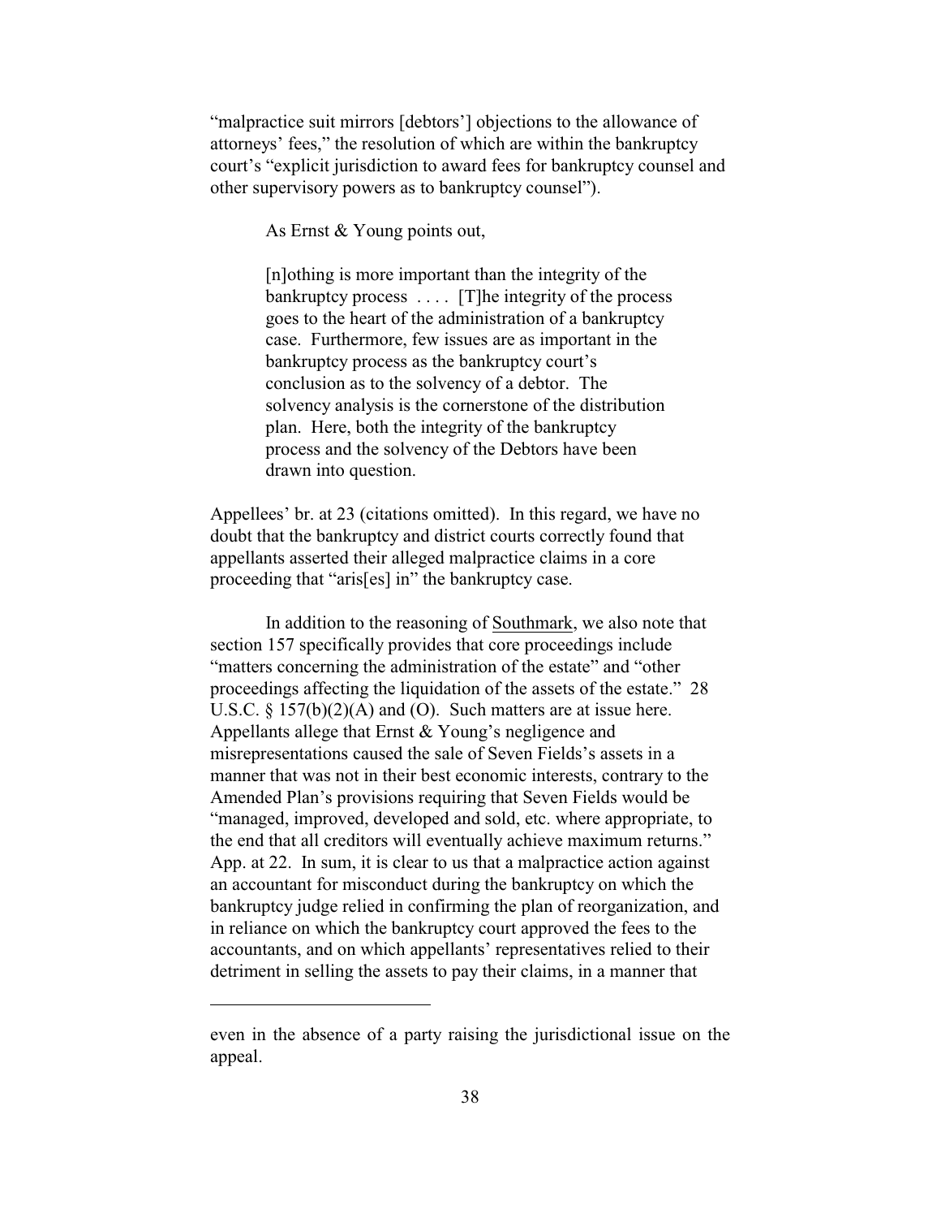"malpractice suit mirrors [debtors'] objections to the allowance of attorneys' fees," the resolution of which are within the bankruptcy court's "explicit jurisdiction to award fees for bankruptcy counsel and other supervisory powers as to bankruptcy counsel").

As Ernst & Young points out,

> [n]othing is more important than the integrity of the bankruptcy process . . . . [T]he integrity of the process goes to the heart of the administration of a bankruptcy case. Furthermore, few issues are as important in the bankruptcy process as the bankruptcy court's conclusion as to the solvency of a debtor. The solvency analysis is the cornerstone of the distribution plan. Here, both the integrity of the bankruptcy process and the solvency of the Debtors have been drawn into question.

Appellees' br. at 23 (citations omitted). In this regard, we have no doubt that the bankruptcy and district courts correctly found that appellants asserted their alleged malpractice claims in a core proceeding that "aris[es] in" the bankruptcy case.

In addition to the reasoning of Southmark, we also note that section 157 specifically provides that core proceedings include "matters concerning the administration of the estate" and "other proceedings affecting the liquidation of the assets of the estate." 28 U.S.C. § 157(b)(2)(A) and (O). Such matters are at issue here. Appellants allege that Ernst & Young's negligence and misrepresentations caused the sale of Seven Fields's assets in a manner that was not in their best economic interests, contrary to the Amended Plan's provisions requiring that Seven Fields would be "managed, improved, developed and sold, etc. where appropriate, to the end that all creditors will eventually achieve maximum returns." App. at 22. In sum, it is clear to us that a malpractice action against an accountant for misconduct during the bankruptcy on which the bankruptcy judge relied in confirming the plan of reorganization, and in reliance on which the bankruptcy court approved the fees to the accountants, and on which appellants' representatives relied to their detriment in selling the assets to pay their claims, in a manner that

---

even in the absence of a party raising the jurisdictional issue on the appeal.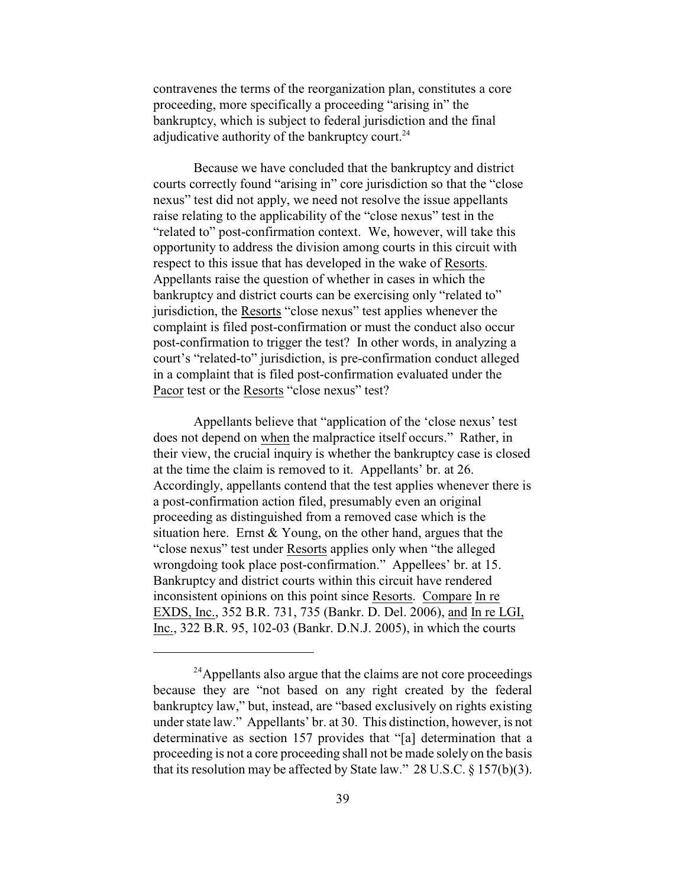contravenes the terms of the reorganization plan, constitutes a core proceeding, more specifically a proceeding "arising in" the bankruptcy, which is subject to federal jurisdiction and the final adjudicative authority of the bankruptcy court.[24]

Because we have concluded that the bankruptcy and district courts correctly found "arising in" core jurisdiction so that the "close nexus" test did not apply, we need not resolve the issue appellants raise relating to the applicability of the "close nexus" test in the "related to" post-confirmation context. We, however, will take this opportunity to address the division among courts in this circuit with respect to this issue that has developed in the wake of Resorts. Appellants raise the question of whether in cases in which the bankruptcy and district courts can be exercising only "related to" jurisdiction, the Resorts "close nexus" test applies whenever the complaint is filed post-confirmation or must the conduct also occur post-confirmation to trigger the test? In other words, in analyzing a court's "related-to" jurisdiction, is pre-confirmation conduct alleged in a complaint that is filed post-confirmation evaluated under the Pacor test or the Resorts "close nexus" test?

Appellants believe that "application of the 'close nexus' test does not depend on when the malpractice itself occurs." Rather, in their view, the crucial inquiry is whether the bankruptcy case is closed at the time the claim is removed to it. Appellants' br. at 26. Accordingly, appellants contend that the test applies whenever there is a post-confirmation action filed, presumably even an original proceeding as distinguished from a removed case which is the situation here. Ernst & Young, on the other hand, argues that the "close nexus" test under Resorts applies only when "the alleged wrongdoing took place post-confirmation." Appellees' br. at 15. Bankruptcy and district courts within this circuit have rendered inconsistent opinions on this point since Resorts. Compare In re EXDS, Inc., 352 B.R. 731, 735 (Bankr. D. Del. 2006), and In re LGI, Inc., 322 B.R. 95, 102-03 (Bankr. D.N.J. 2005), in which the courts

[24] Appellants also argue that the claims are not core proceedings because they are "not based on any right created by the federal bankruptcy law," but, instead, are "based exclusively on rights existing under state law." Appellants' br. at 30. This distinction, however, is not determinative as section 157 provides that "[a] determination that a proceeding is not a core proceeding shall not be made solely on the basis that its resolution may be affected by State law." 28 U.S.C. § 157(b)(3).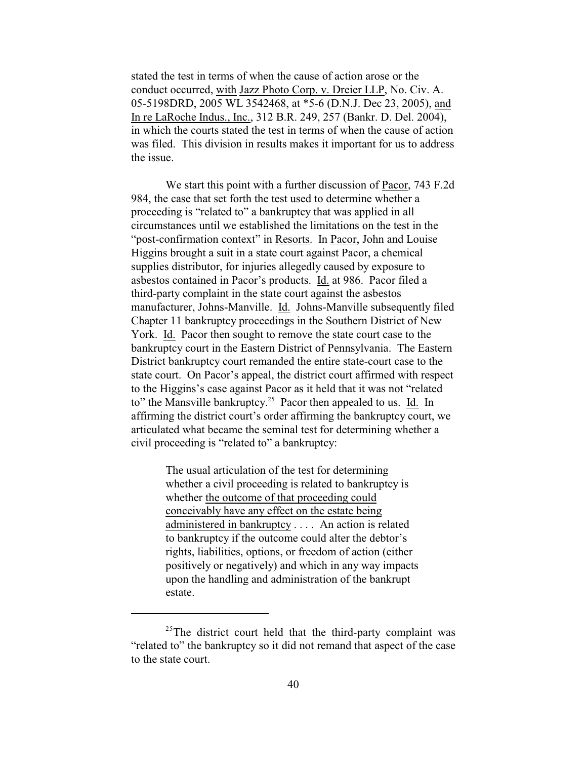stated the test in terms of when the cause of action arose or the conduct occurred, with Jazz Photo Corp. v. Dreier LLP, No. Civ. A. 05-5198DRD, 2005 WL 3542468, at *5-6 (D.N.J. Dec 23, 2005), and In re LaRoche Indus., Inc., 312 B.R. 249, 257 (Bankr. D. Del. 2004), in which the courts stated the test in terms of when the cause of action was filed. This division in results makes it important for us to address the issue.

We start this point with a further discussion of Pacor, 743 F.2d 984, the case that set forth the test used to determine whether a proceeding is "related to" a bankruptcy that was applied in all circumstances until we established the limitations on the test in the "post-confirmation context" in Resorts. In Pacor, John and Louise Higgins brought a suit in a state court against Pacor, a chemical supplies distributor, for injuries allegedly caused by exposure to asbestos contained in Pacor's products. Id. at 986. Pacor filed a third-party complaint in the state court against the asbestos manufacturer, Johns-Manville. Id. Johns-Manville subsequently filed Chapter 11 bankruptcy proceedings in the Southern District of New York. Id. Pacor then sought to remove the state court case to the bankruptcy court in the Eastern District of Pennsylvania. The Eastern District bankruptcy court remanded the entire state-court case to the state court. On Pacor's appeal, the district court affirmed with respect to the Higgins's case against Pacor as it held that it was not "related to" the Mansville bankruptcy.[25] Pacor then appealed to us. Id. In affirming the district court's order affirming the bankruptcy court, we articulated what became the seminal test for determining whether a civil proceeding is "related to" a bankruptcy:

> The usual articulation of the test for determining whether a civil proceeding is related to bankruptcy is whether the outcome of that proceeding could conceivably have any effect on the estate being administered in bankruptcy . . . . An action is related to bankruptcy if the outcome could alter the debtor's rights, liabilities, options, or freedom of action (either positively or negatively) and which in any way impacts upon the handling and administration of the bankrupt estate.

[25] The district court held that the third-party complaint was "related to" the bankruptcy so it did not remand that aspect of the case to the state court.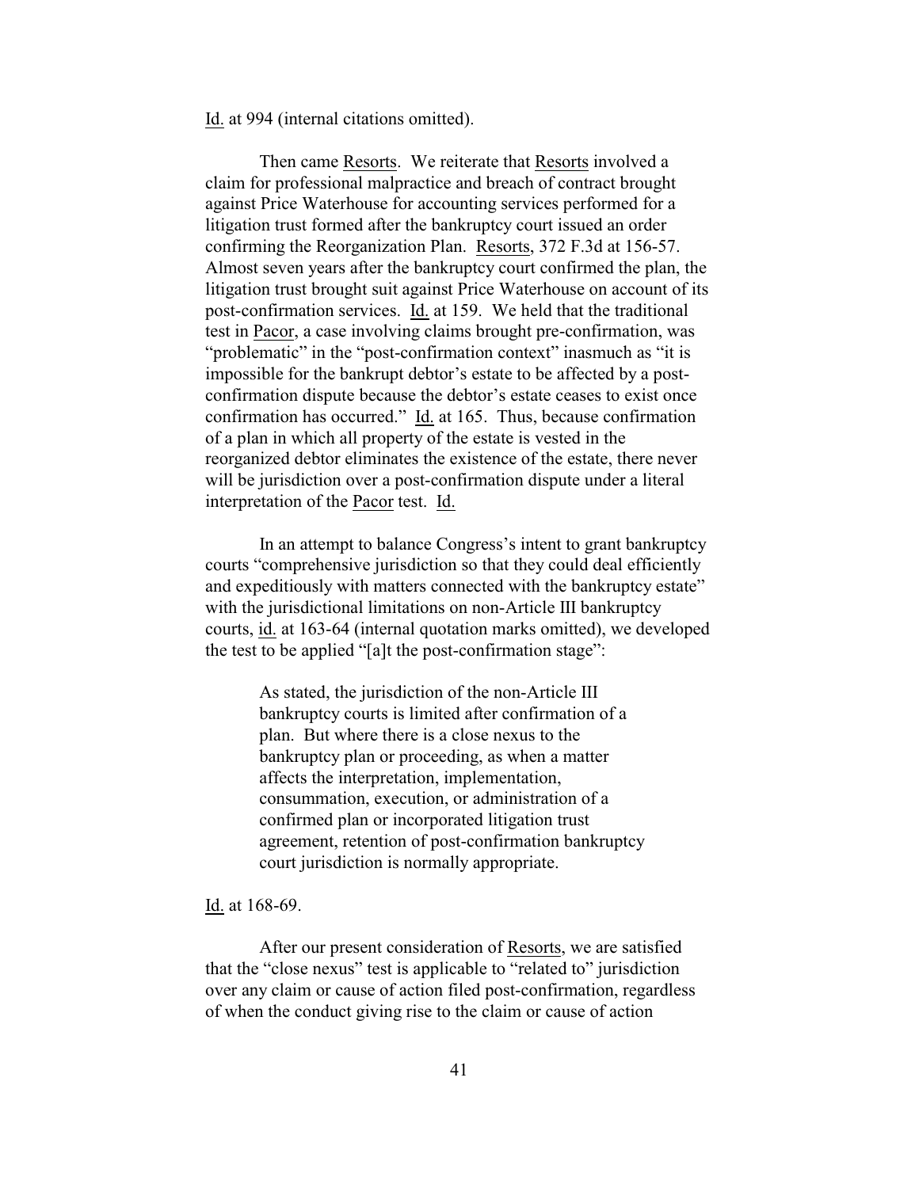Id. at 994 (internal citations omitted).

Then came Resorts. We reiterate that Resorts involved a claim for professional malpractice and breach of contract brought against Price Waterhouse for accounting services performed for a litigation trust formed after the bankruptcy court issued an order confirming the Reorganization Plan. Resorts, 372 F.3d at 156-57. Almost seven years after the bankruptcy court confirmed the plan, the litigation trust brought suit against Price Waterhouse on account of its post-confirmation services. Id. at 159. We held that the traditional test in Pacor, a case involving claims brought pre-confirmation, was "problematic" in the "post-confirmation context" inasmuch as "it is impossible for the bankrupt debtor's estate to be affected by a post-confirmation dispute because the debtor's estate ceases to exist once confirmation has occurred." Id. at 165. Thus, because confirmation of a plan in which all property of the estate is vested in the reorganized debtor eliminates the existence of the estate, there never will be jurisdiction over a post-confirmation dispute under a literal interpretation of the Pacor test. Id.

In an attempt to balance Congress's intent to grant bankruptcy courts "comprehensive jurisdiction so that they could deal efficiently and expeditiously with matters connected with the bankruptcy estate" with the jurisdictional limitations on non-Article III bankruptcy courts, id. at 163-64 (internal quotation marks omitted), we developed the test to be applied "[a]t the post-confirmation stage":

> As stated, the jurisdiction of the non-Article III bankruptcy courts is limited after confirmation of a plan. But where there is a close nexus to the bankruptcy plan or proceeding, as when a matter affects the interpretation, implementation, consummation, execution, or administration of a confirmed plan or incorporated litigation trust agreement, retention of post-confirmation bankruptcy court jurisdiction is normally appropriate.

Id. at 168-69.

After our present consideration of Resorts, we are satisfied that the "close nexus" test is applicable to "related to" jurisdiction over any claim or cause of action filed post-confirmation, regardless of when the conduct giving rise to the claim or cause of action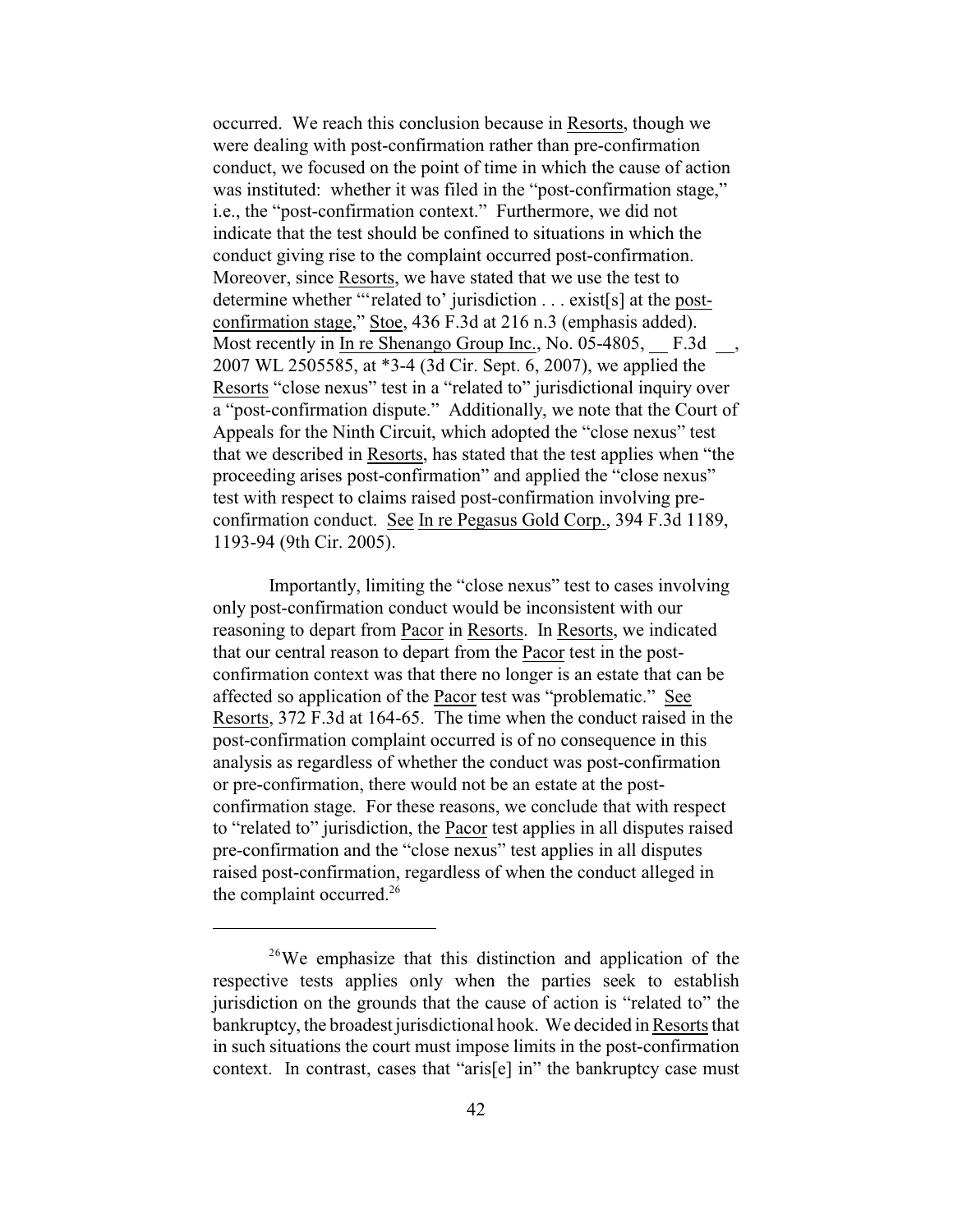occurred. We reach this conclusion because in Resorts, though we were dealing with post-confirmation rather than pre-confirmation conduct, we focused on the point of time in which the cause of action was instituted: whether it was filed in the "post-confirmation stage," i.e., the "post-confirmation context." Furthermore, we did not indicate that the test should be confined to situations in which the conduct giving rise to the complaint occurred post-confirmation. Moreover, since Resorts, we have stated that we use the test to determine whether "'related to' jurisdiction . . . exist[s] at the post-confirmation stage," Stoe, 436 F.3d at 216 n.3 (emphasis added). Most recently in In re Shenango Group Inc., No. 05-4805, __ F.3d __, 2007 WL 2505585, at *3-4 (3d Cir. Sept. 6, 2007), we applied the Resorts "close nexus" test in a "related to" jurisdictional inquiry over a "post-confirmation dispute." Additionally, we note that the Court of Appeals for the Ninth Circuit, which adopted the "close nexus" test that we described in Resorts, has stated that the test applies when "the proceeding arises post-confirmation" and applied the "close nexus" test with respect to claims raised post-confirmation involving pre-confirmation conduct. See In re Pegasus Gold Corp., 394 F.3d 1189, 1193-94 (9th Cir. 2005).

Importantly, limiting the "close nexus" test to cases involving only post-confirmation conduct would be inconsistent with our reasoning to depart from Pacor in Resorts. In Resorts, we indicated that our central reason to depart from the Pacor test in the post-confirmation context was that there no longer is an estate that can be affected so application of the Pacor test was "problematic." See Resorts, 372 F.3d at 164-65. The time when the conduct raised in the post-confirmation complaint occurred is of no consequence in this analysis as regardless of whether the conduct was post-confirmation or pre-confirmation, there would not be an estate at the post-confirmation stage. For these reasons, we conclude that with respect to "related to" jurisdiction, the Pacor test applies in all disputes raised pre-confirmation and the "close nexus" test applies in all disputes raised post-confirmation, regardless of when the conduct alleged in the complaint occurred.[26]

---

[26]We emphasize that this distinction and application of the respective tests applies only when the parties seek to establish jurisdiction on the grounds that the cause of action is "related to" the bankruptcy, the broadest jurisdictional hook. We decided in Resorts that in such situations the court must impose limits in the post-confirmation context. In contrast, cases that "aris[e] in" the bankruptcy case must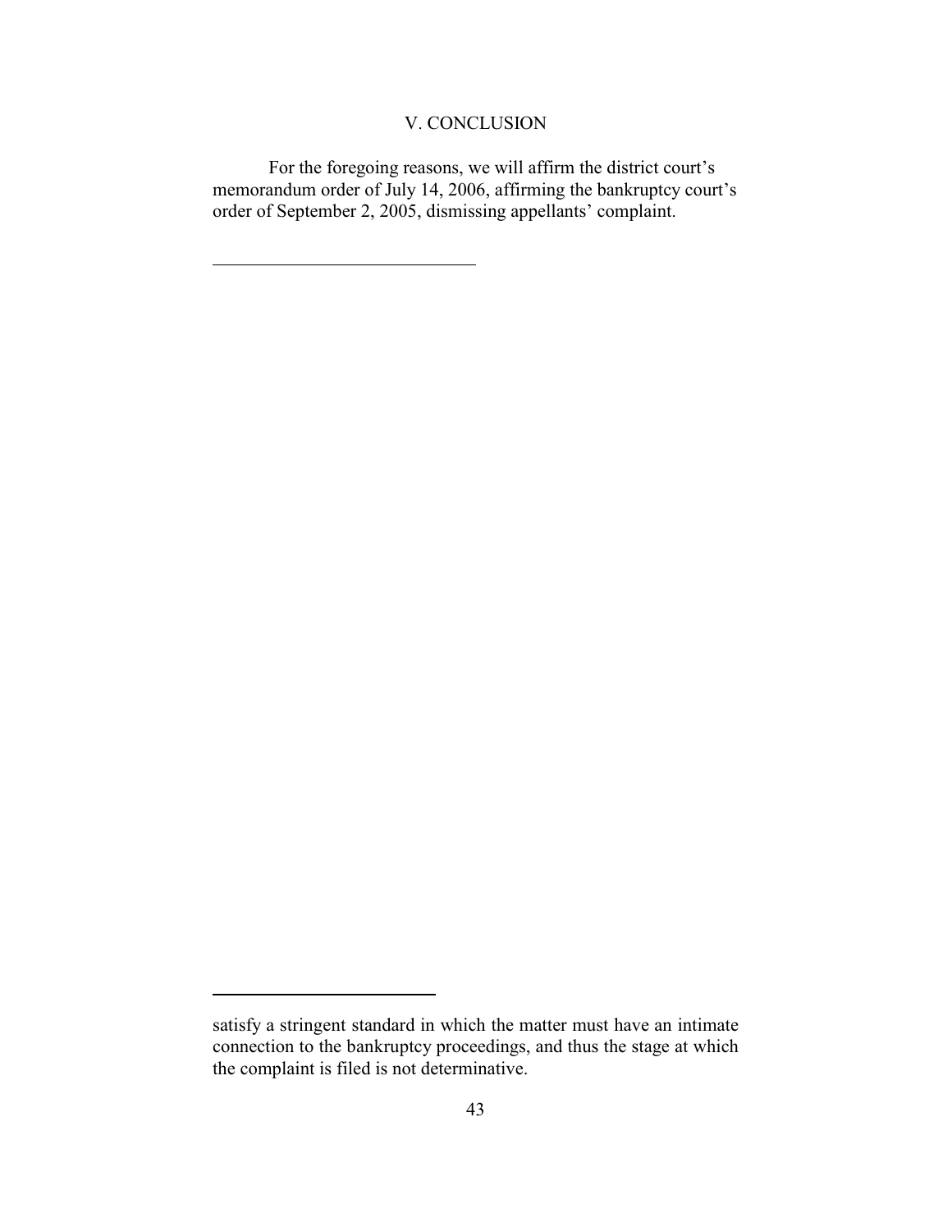## V. CONCLUSION

For the foregoing reasons, we will affirm the district court's memorandum order of July 14, 2006, affirming the bankruptcy court's order of September 2, 2005, dismissing appellants' complaint.

---

satisfy a stringent standard in which the matter must have an intimate connection to the bankruptcy proceedings, and thus the stage at which the complaint is filed is not determinative.